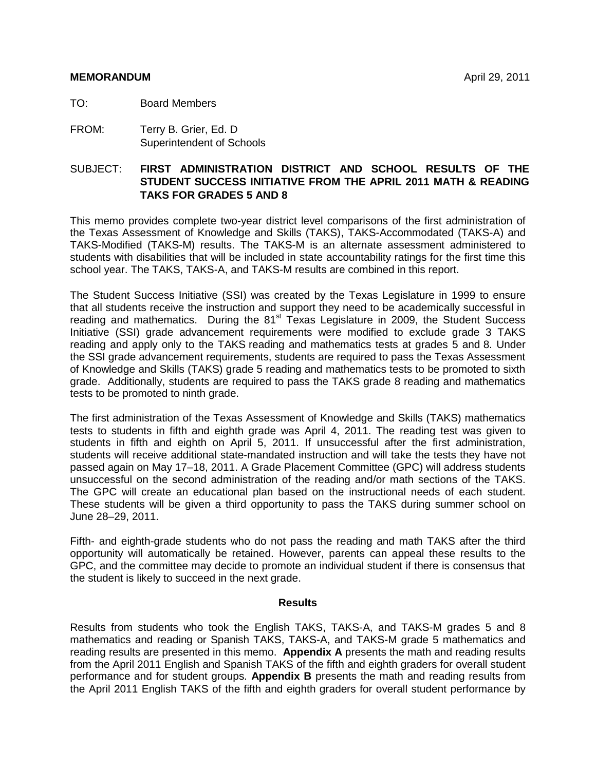**MEMORANDUM** April 29, 2011

TO: Board Members

FROM: Terry B. Grier, Ed. D
Superintendent of Schools

SUBJECT: **FIRST ADMINISTRATION DISTRICT AND SCHOOL RESULTS OF THE STUDENT SUCCESS INITIATIVE FROM THE APRIL 2011 MATH & READING TAKS FOR GRADES 5 AND 8**

This memo provides complete two-year district level comparisons of the first administration of the Texas Assessment of Knowledge and Skills (TAKS), TAKS-Accommodated (TAKS-A) and TAKS-Modified (TAKS-M) results. The TAKS-M is an alternate assessment administered to students with disabilities that will be included in state accountability ratings for the first time this school year. The TAKS, TAKS-A, and TAKS-M results are combined in this report.

The Student Success Initiative (SSI) was created by the Texas Legislature in 1999 to ensure that all students receive the instruction and support they need to be academically successful in reading and mathematics. During the 81st Texas Legislature in 2009, the Student Success Initiative (SSI) grade advancement requirements were modified to exclude grade 3 TAKS reading and apply only to the TAKS reading and mathematics tests at grades 5 and 8. Under the SSI grade advancement requirements, students are required to pass the Texas Assessment of Knowledge and Skills (TAKS) grade 5 reading and mathematics tests to be promoted to sixth grade. Additionally, students are required to pass the TAKS grade 8 reading and mathematics tests to be promoted to ninth grade.

The first administration of the Texas Assessment of Knowledge and Skills (TAKS) mathematics tests to students in fifth and eighth grade was April 4, 2011. The reading test was given to students in fifth and eighth on April 5, 2011. If unsuccessful after the first administration, students will receive additional state-mandated instruction and will take the tests they have not passed again on May 17–18, 2011. A Grade Placement Committee (GPC) will address students unsuccessful on the second administration of the reading and/or math sections of the TAKS. The GPC will create an educational plan based on the instructional needs of each student. These students will be given a third opportunity to pass the TAKS during summer school on June 28–29, 2011.

Fifth- and eighth-grade students who do not pass the reading and math TAKS after the third opportunity will automatically be retained. However, parents can appeal these results to the GPC, and the committee may decide to promote an individual student if there is consensus that the student is likely to succeed in the next grade.

## Results

Results from students who took the English TAKS, TAKS-A, and TAKS-M grades 5 and 8 mathematics and reading or Spanish TAKS, TAKS-A, and TAKS-M grade 5 mathematics and reading results are presented in this memo. **Appendix A** presents the math and reading results from the April 2011 English and Spanish TAKS of the fifth and eighth graders for overall student performance and for student groups. **Appendix B** presents the math and reading results from the April 2011 English TAKS of the fifth and eighth graders for overall student performance by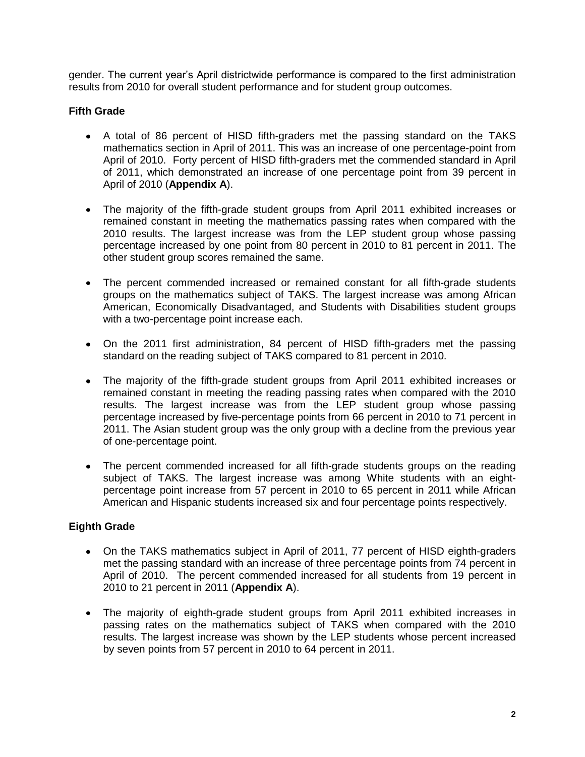gender. The current year's April districtwide performance is compared to the first administration results from 2010 for overall student performance and for student group outcomes.

### Fifth Grade

- A total of 86 percent of HISD fifth-graders met the passing standard on the TAKS mathematics section in April of 2011. This was an increase of one percentage-point from April of 2010. Forty percent of HISD fifth-graders met the commended standard in April of 2011, which demonstrated an increase of one percentage point from 39 percent in April of 2010 (**Appendix A**).

- The majority of the fifth-grade student groups from April 2011 exhibited increases or remained constant in meeting the mathematics passing rates when compared with the 2010 results. The largest increase was from the LEP student group whose passing percentage increased by one point from 80 percent in 2010 to 81 percent in 2011. The other student group scores remained the same.

- The percent commended increased or remained constant for all fifth-grade students groups on the mathematics subject of TAKS. The largest increase was among African American, Economically Disadvantaged, and Students with Disabilities student groups with a two-percentage point increase each.

- On the 2011 first administration, 84 percent of HISD fifth-graders met the passing standard on the reading subject of TAKS compared to 81 percent in 2010.

- The majority of the fifth-grade student groups from April 2011 exhibited increases or remained constant in meeting the reading passing rates when compared with the 2010 results. The largest increase was from the LEP student group whose passing percentage increased by five-percentage points from 66 percent in 2010 to 71 percent in 2011. The Asian student group was the only group with a decline from the previous year of one-percentage point.

- The percent commended increased for all fifth-grade students groups on the reading subject of TAKS. The largest increase was among White students with an eight-percentage point increase from 57 percent in 2010 to 65 percent in 2011 while African American and Hispanic students increased six and four percentage points respectively.

### Eighth Grade

- On the TAKS mathematics subject in April of 2011, 77 percent of HISD eighth-graders met the passing standard with an increase of three percentage points from 74 percent in April of 2010. The percent commended increased for all students from 19 percent in 2010 to 21 percent in 2011 (**Appendix A**).

- The majority of eighth-grade student groups from April 2011 exhibited increases in passing rates on the mathematics subject of TAKS when compared with the 2010 results. The largest increase was shown by the LEP students whose percent increased by seven points from 57 percent in 2010 to 64 percent in 2011.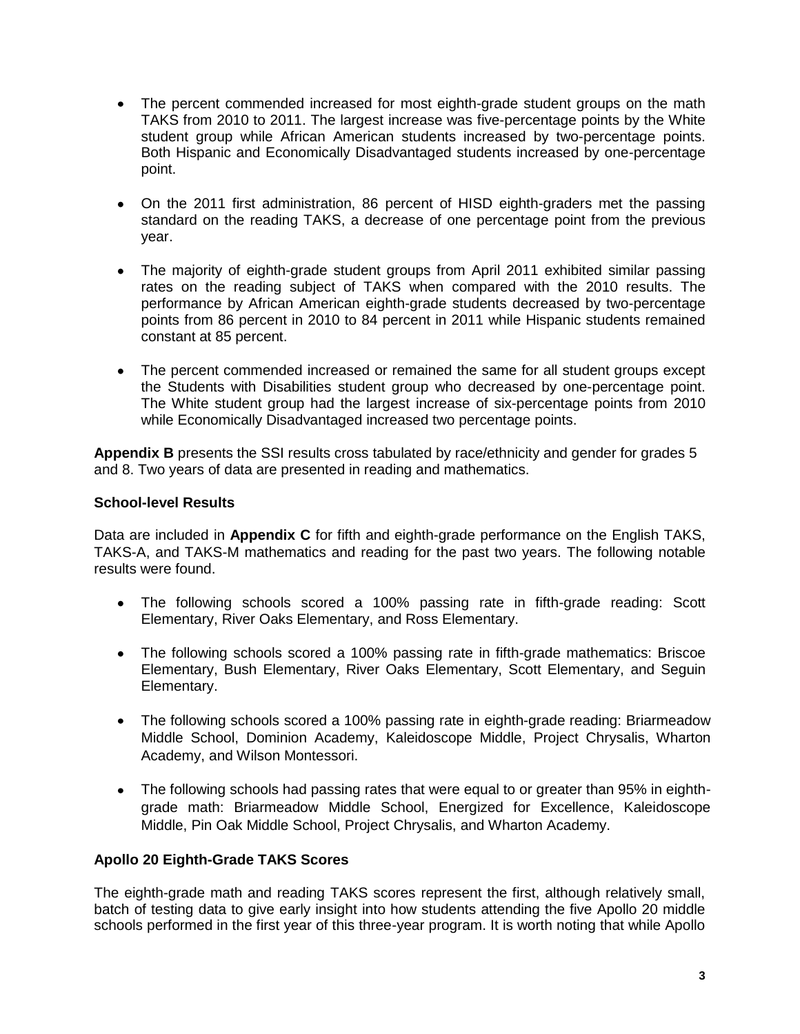- The percent commended increased for most eighth-grade student groups on the math TAKS from 2010 to 2011. The largest increase was five-percentage points by the White student group while African American students increased by two-percentage points. Both Hispanic and Economically Disadvantaged students increased by one-percentage point.

- On the 2011 first administration, 86 percent of HISD eighth-graders met the passing standard on the reading TAKS, a decrease of one percentage point from the previous year.

- The majority of eighth-grade student groups from April 2011 exhibited similar passing rates on the reading subject of TAKS when compared with the 2010 results. The performance by African American eighth-grade students decreased by two-percentage points from 86 percent in 2010 to 84 percent in 2011 while Hispanic students remained constant at 85 percent.

- The percent commended increased or remained the same for all student groups except the Students with Disabilities student group who decreased by one-percentage point. The White student group had the largest increase of six-percentage points from 2010 while Economically Disadvantaged increased two percentage points.

**Appendix B** presents the SSI results cross tabulated by race/ethnicity and gender for grades 5 and 8. Two years of data are presented in reading and mathematics.

### School-level Results

Data are included in **Appendix C** for fifth and eighth-grade performance on the English TAKS, TAKS-A, and TAKS-M mathematics and reading for the past two years. The following notable results were found.

- The following schools scored a 100% passing rate in fifth-grade reading: Scott Elementary, River Oaks Elementary, and Ross Elementary.

- The following schools scored a 100% passing rate in fifth-grade mathematics: Briscoe Elementary, Bush Elementary, River Oaks Elementary, Scott Elementary, and Seguin Elementary.

- The following schools scored a 100% passing rate in eighth-grade reading: Briarmeadow Middle School, Dominion Academy, Kaleidoscope Middle, Project Chrysalis, Wharton Academy, and Wilson Montessori.

- The following schools had passing rates that were equal to or greater than 95% in eighth-grade math: Briarmeadow Middle School, Energized for Excellence, Kaleidoscope Middle, Pin Oak Middle School, Project Chrysalis, and Wharton Academy.

### Apollo 20 Eighth-Grade TAKS Scores

The eighth-grade math and reading TAKS scores represent the first, although relatively small, batch of testing data to give early insight into how students attending the five Apollo 20 middle schools performed in the first year of this three-year program. It is worth noting that while Apollo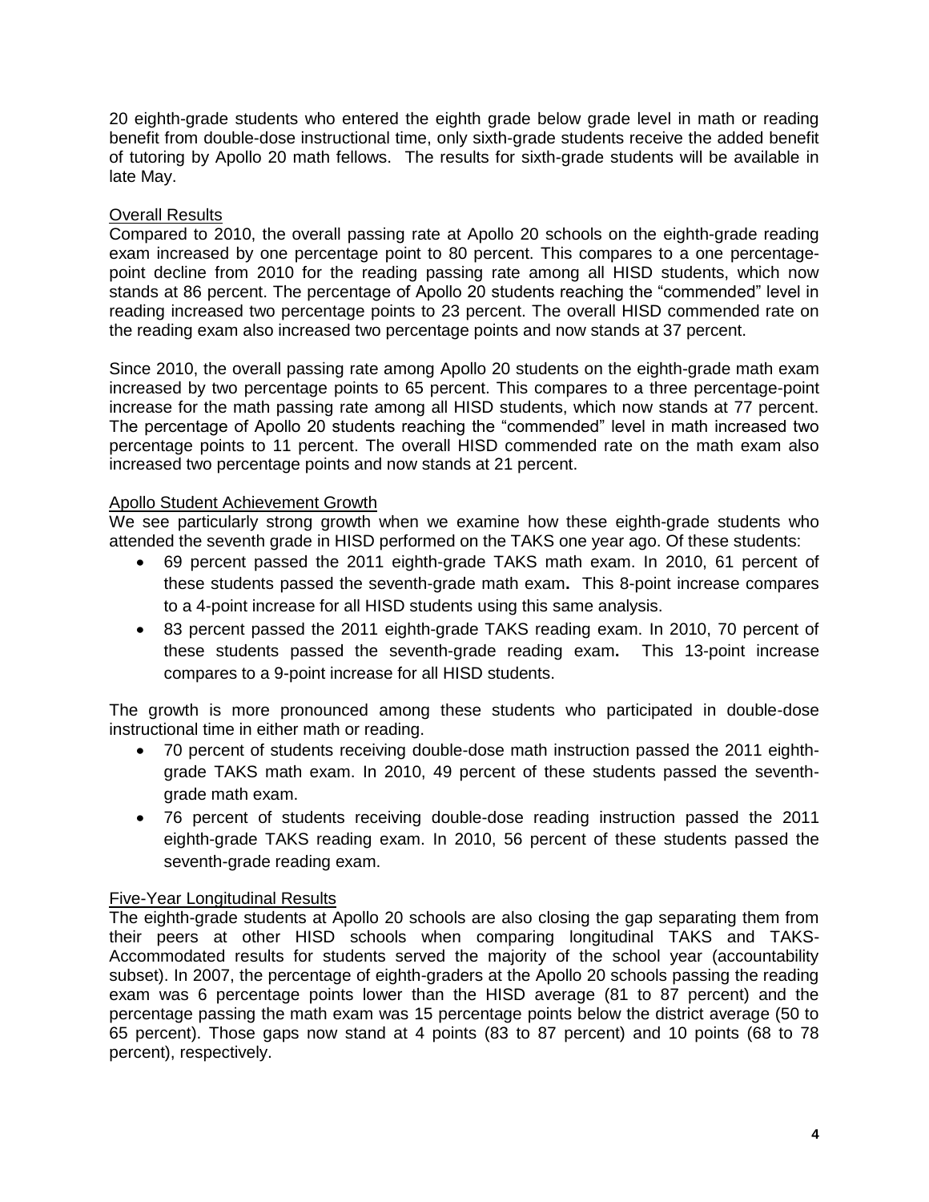20 eighth-grade students who entered the eighth grade below grade level in math or reading benefit from double-dose instructional time, only sixth-grade students receive the added benefit of tutoring by Apollo 20 math fellows. The results for sixth-grade students will be available in late May.

## Overall Results

Compared to 2010, the overall passing rate at Apollo 20 schools on the eighth-grade reading exam increased by one percentage point to 80 percent. This compares to a one percentage-point decline from 2010 for the reading passing rate among all HISD students, which now stands at 86 percent. The percentage of Apollo 20 students reaching the "commended" level in reading increased two percentage points to 23 percent. The overall HISD commended rate on the reading exam also increased two percentage points and now stands at 37 percent.

Since 2010, the overall passing rate among Apollo 20 students on the eighth-grade math exam increased by two percentage points to 65 percent. This compares to a three percentage-point increase for the math passing rate among all HISD students, which now stands at 77 percent. The percentage of Apollo 20 students reaching the "commended" level in math increased two percentage points to 11 percent. The overall HISD commended rate on the math exam also increased two percentage points and now stands at 21 percent.

## Apollo Student Achievement Growth

We see particularly strong growth when we examine how these eighth-grade students who attended the seventh grade in HISD performed on the TAKS one year ago. Of these students:

- 69 percent passed the 2011 eighth-grade TAKS math exam. In 2010, 61 percent of these students passed the seventh-grade math exam**.** This 8-point increase compares to a 4-point increase for all HISD students using this same analysis.
- 83 percent passed the 2011 eighth-grade TAKS reading exam. In 2010, 70 percent of these students passed the seventh-grade reading exam**.** This 13-point increase compares to a 9-point increase for all HISD students.

The growth is more pronounced among these students who participated in double-dose instructional time in either math or reading.

- 70 percent of students receiving double-dose math instruction passed the 2011 eighth-grade TAKS math exam. In 2010, 49 percent of these students passed the seventh-grade math exam.
- 76 percent of students receiving double-dose reading instruction passed the 2011 eighth-grade TAKS reading exam. In 2010, 56 percent of these students passed the seventh-grade reading exam.

## Five-Year Longitudinal Results

The eighth-grade students at Apollo 20 schools are also closing the gap separating them from their peers at other HISD schools when comparing longitudinal TAKS and TAKS-Accommodated results for students served the majority of the school year (accountability subset). In 2007, the percentage of eighth-graders at the Apollo 20 schools passing the reading exam was 6 percentage points lower than the HISD average (81 to 87 percent) and the percentage passing the math exam was 15 percentage points below the district average (50 to 65 percent). Those gaps now stand at 4 points (83 to 87 percent) and 10 points (68 to 78 percent), respectively.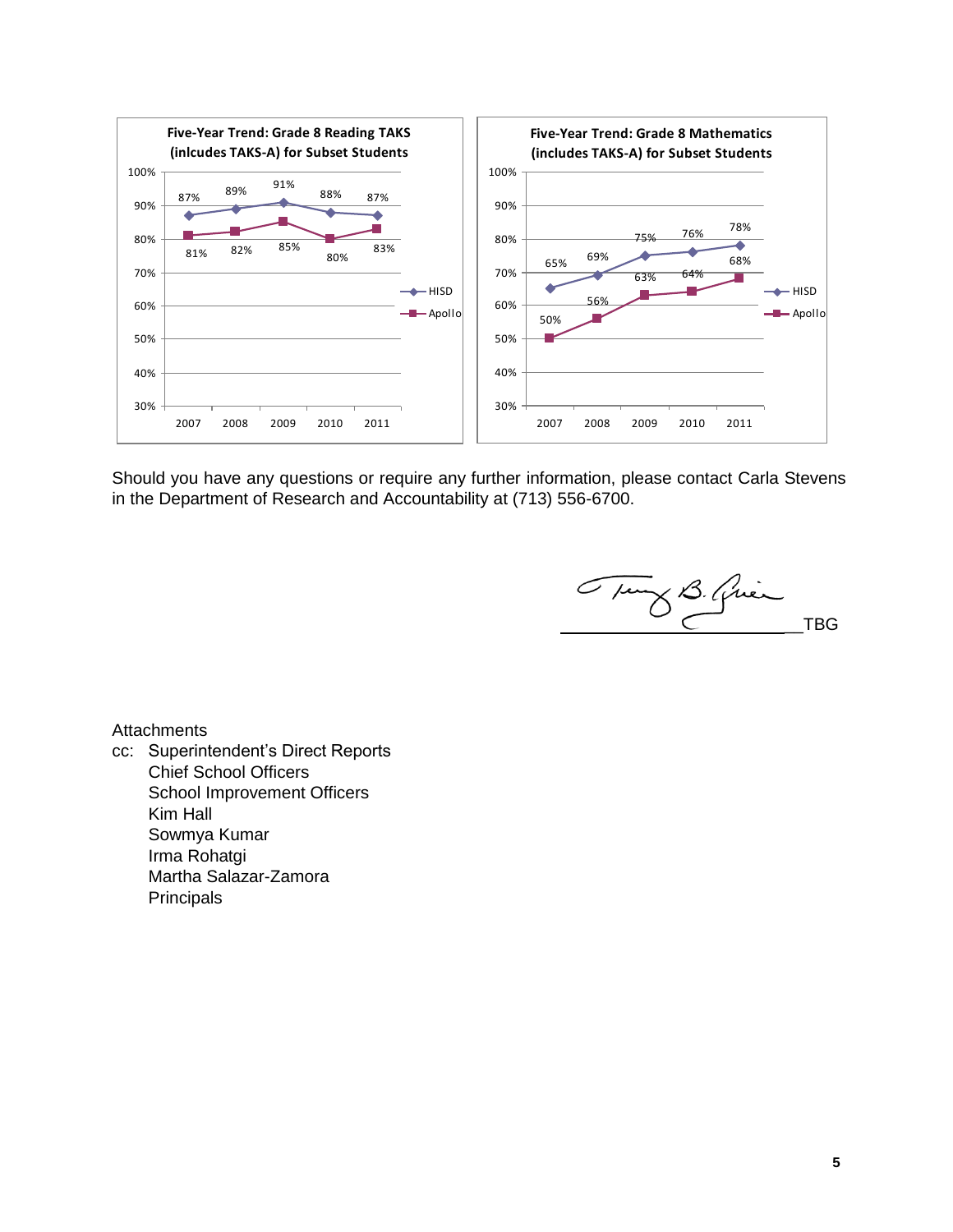**Five-Year Trend: Grade 8 Reading TAKS (inlcudes TAKS-A) for Subset Students**

| | 2007 | 2008 | 2009 | 2010 | 2011 |
|---|---|---|---|---|---|
| HISD | 87% | 89% | 91% | 88% | 87% |
| Apollo | 81% | 82% | 85% | 80% | 83% |

**Five-Year Trend: Grade 8 Mathematics (includes TAKS-A) for Subset Students**

| | 2007 | 2008 | 2009 | 2010 | 2011 |
|---|---|---|---|---|---|
| HISD | 65% | 69% | 75% | 76% | 78% |
| Apollo | 50% | 56% | 63% | 64% | 68% |

Should you have any questions or require any further information, please contact Carla Stevens in the Department of Research and Accountability at (713) 556-6700.

_________________________TBG

Attachments

cc: Superintendent's Direct Reports
  Chief School Officers
  School Improvement Officers
  Kim Hall
  Sowmya Kumar
  Irma Rohatgi
  Martha Salazar-Zamora
  Principals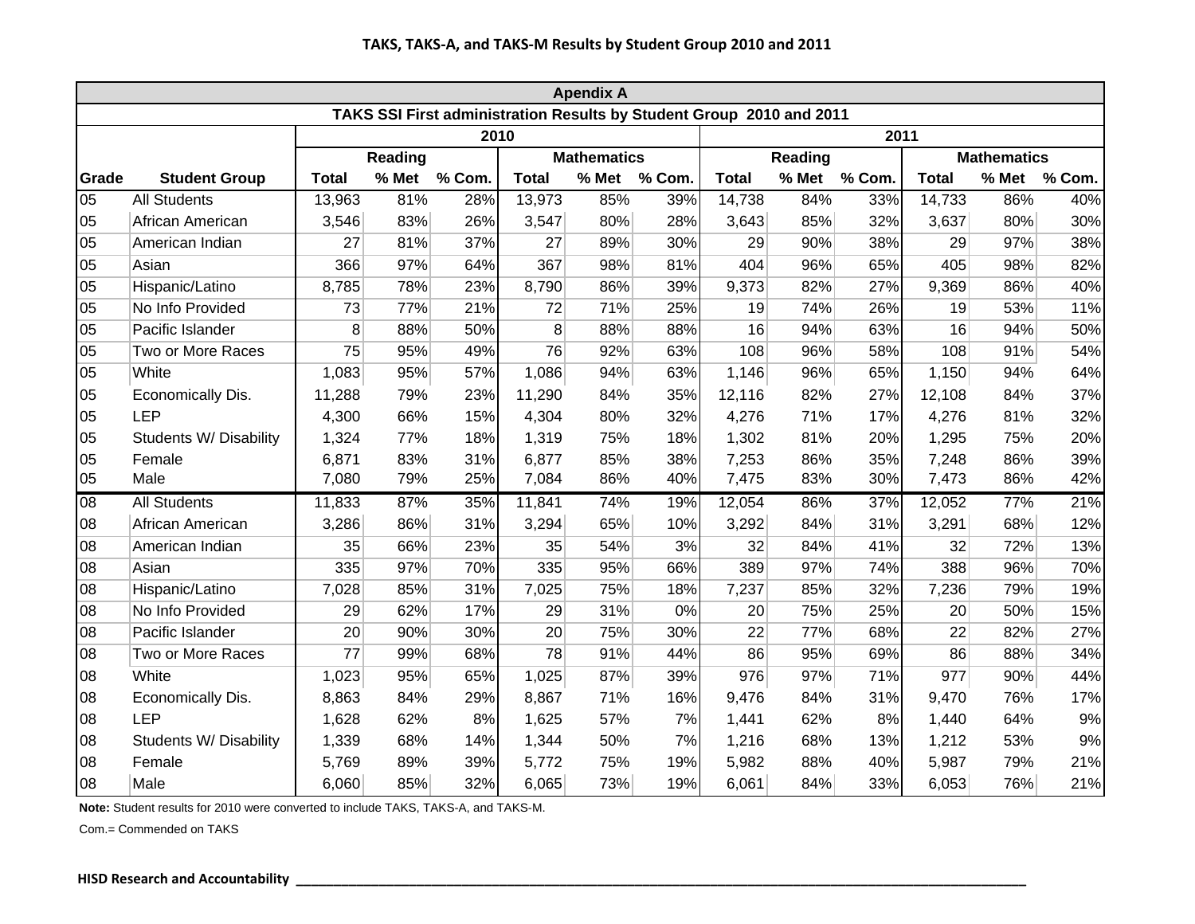**TAKS, TAKS-A, and TAKS-M Results by Student Group 2010 and 2011**

| Apendix A | | | | | | | | | | | | | | |
|---|---|---|---|---|---|---|---|---|---|---|---|---|---|---|
| TAKS SSI First administration Results by Student Group 2010 and 2011 | | | | | | | | | | | | | | |
| | | 2010 | | | | | | 2011 | | | | | | |
| | | Reading | | | Mathematics | | | Reading | | | Mathematics | | | |
| Grade | Student Group | Total | % Met | % Com. | Total | % Met | % Com. | Total | % Met | % Com. | Total | % Met | % Com. |
| 05 | All Students | 13,963 | 81% | 28% | 13,973 | 85% | 39% | 14,738 | 84% | 33% | 14,733 | 86% | 40% |
| 05 | African American | 3,546 | 83% | 26% | 3,547 | 80% | 28% | 3,643 | 85% | 32% | 3,637 | 80% | 30% |
| 05 | American Indian | 27 | 81% | 37% | 27 | 89% | 30% | 29 | 90% | 38% | 29 | 97% | 38% |
| 05 | Asian | 366 | 97% | 64% | 367 | 98% | 81% | 404 | 96% | 65% | 405 | 98% | 82% |
| 05 | Hispanic/Latino | 8,785 | 78% | 23% | 8,790 | 86% | 39% | 9,373 | 82% | 27% | 9,369 | 86% | 40% |
| 05 | No Info Provided | 73 | 77% | 21% | 72 | 71% | 25% | 19 | 74% | 26% | 19 | 53% | 11% |
| 05 | Pacific Islander | 8 | 88% | 50% | 8 | 88% | 88% | 16 | 94% | 63% | 16 | 94% | 50% |
| 05 | Two or More Races | 75 | 95% | 49% | 76 | 92% | 63% | 108 | 96% | 58% | 108 | 91% | 54% |
| 05 | White | 1,083 | 95% | 57% | 1,086 | 94% | 63% | 1,146 | 96% | 65% | 1,150 | 94% | 64% |
| 05 | Economically Dis. | 11,288 | 79% | 23% | 11,290 | 84% | 35% | 12,116 | 82% | 27% | 12,108 | 84% | 37% |
| 05 | LEP | 4,300 | 66% | 15% | 4,304 | 80% | 32% | 4,276 | 71% | 17% | 4,276 | 81% | 32% |
| 05 | Students W/ Disability | 1,324 | 77% | 18% | 1,319 | 75% | 18% | 1,302 | 81% | 20% | 1,295 | 75% | 20% |
| 05 | Female | 6,871 | 83% | 31% | 6,877 | 85% | 38% | 7,253 | 86% | 35% | 7,248 | 86% | 39% |
| 05 | Male | 7,080 | 79% | 25% | 7,084 | 86% | 40% | 7,475 | 83% | 30% | 7,473 | 86% | 42% |
| 08 | All Students | 11,833 | 87% | 35% | 11,841 | 74% | 19% | 12,054 | 86% | 37% | 12,052 | 77% | 21% |
| 08 | African American | 3,286 | 86% | 31% | 3,294 | 65% | 10% | 3,292 | 84% | 31% | 3,291 | 68% | 12% |
| 08 | American Indian | 35 | 66% | 23% | 35 | 54% | 3% | 32 | 84% | 41% | 32 | 72% | 13% |
| 08 | Asian | 335 | 97% | 70% | 335 | 95% | 66% | 389 | 97% | 74% | 388 | 96% | 70% |
| 08 | Hispanic/Latino | 7,028 | 85% | 31% | 7,025 | 75% | 18% | 7,237 | 85% | 32% | 7,236 | 79% | 19% |
| 08 | No Info Provided | 29 | 62% | 17% | 29 | 31% | 0% | 20 | 75% | 25% | 20 | 50% | 15% |
| 08 | Pacific Islander | 20 | 90% | 30% | 20 | 75% | 30% | 22 | 77% | 68% | 22 | 82% | 27% |
| 08 | Two or More Races | 77 | 99% | 68% | 78 | 91% | 44% | 86 | 95% | 69% | 86 | 88% | 34% |
| 08 | White | 1,023 | 95% | 65% | 1,025 | 87% | 39% | 976 | 97% | 71% | 977 | 90% | 44% |
| 08 | Economically Dis. | 8,863 | 84% | 29% | 8,867 | 71% | 16% | 9,476 | 84% | 31% | 9,470 | 76% | 17% |
| 08 | LEP | 1,628 | 62% | 8% | 1,625 | 57% | 7% | 1,441 | 62% | 8% | 1,440 | 64% | 9% |
| 08 | Students W/ Disability | 1,339 | 68% | 14% | 1,344 | 50% | 7% | 1,216 | 68% | 13% | 1,212 | 53% | 9% |
| 08 | Female | 5,769 | 89% | 39% | 5,772 | 75% | 19% | 5,982 | 88% | 40% | 5,987 | 79% | 21% |
| 08 | Male | 6,060 | 85% | 32% | 6,065 | 73% | 19% | 6,061 | 84% | 33% | 6,053 | 76% | 21% |

**Note:** Student results for 2010 were converted to include TAKS, TAKS-A, and TAKS-M.

Com.= Commended on TAKS

**HISD Research and Accountability**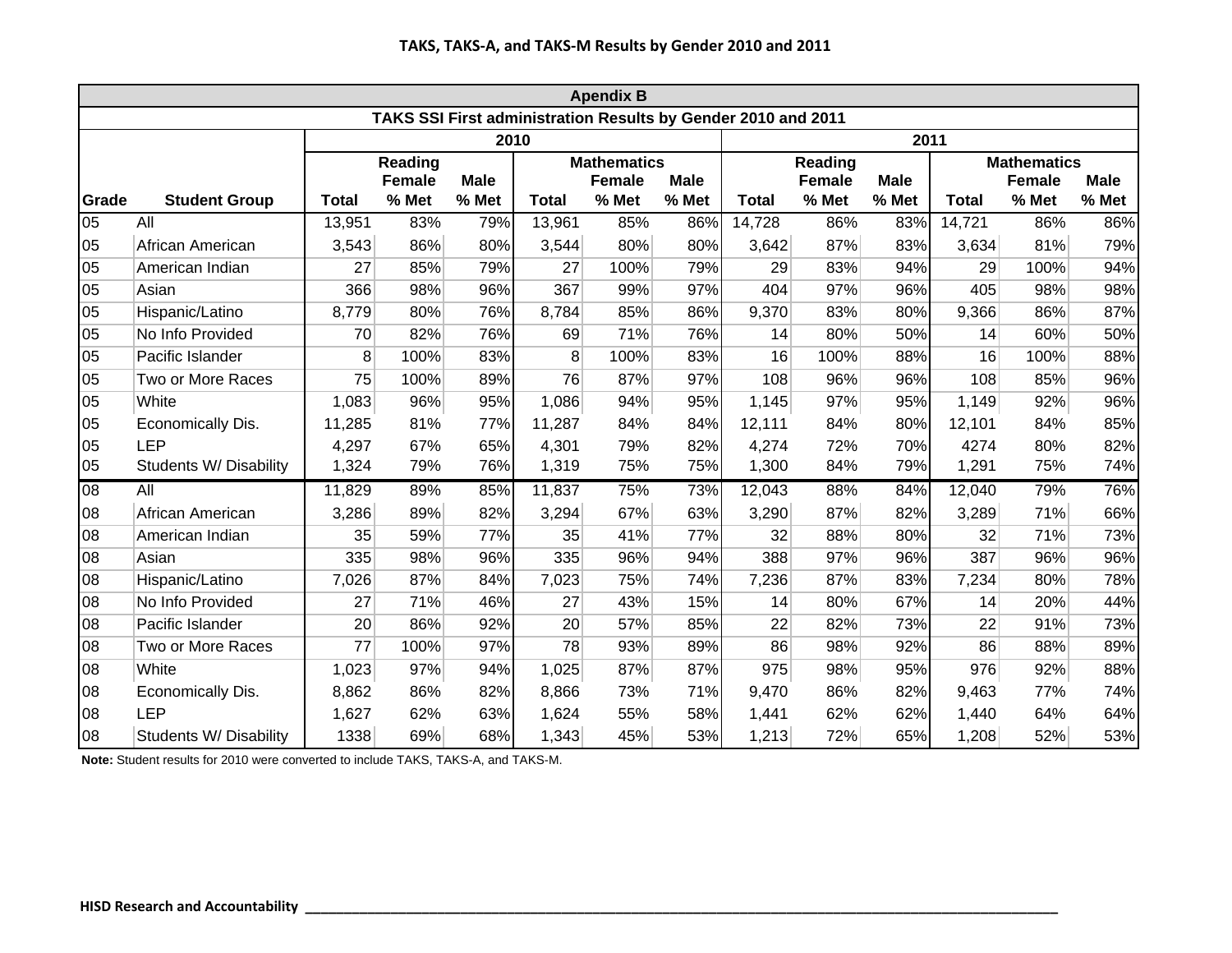## TAKS, TAKS-A, and TAKS-M Results by Gender 2010 and 2011

| Apendix B | | | | | | | | | | | | | | |
|---|---|---|---|---|---|---|---|---|---|---|---|---|---|---|
| TAKS SSI First administration Results by Gender 2010 and 2011 | | | | | | | | | | | | | | |
| | | 2010 | | | | | | 2011 | | | | | | |
| | | Reading | | | Mathematics | | | Reading | | | Mathematics | | | |
| Grade | Student Group | Total | Female % Met | Male % Met | Total | Female % Met | Male % Met | Total | Female % Met | Male % Met | Total | Female % Met | Male % Met |
| 05 | All | 13,951 | 83% | 79% | 13,961 | 85% | 86% | 14,728 | 86% | 83% | 14,721 | 86% | 86% |
| 05 | African American | 3,543 | 86% | 80% | 3,544 | 80% | 80% | 3,642 | 87% | 83% | 3,634 | 81% | 79% |
| 05 | American Indian | 27 | 85% | 79% | 27 | 100% | 79% | 29 | 83% | 94% | 29 | 100% | 94% |
| 05 | Asian | 366 | 98% | 96% | 367 | 99% | 97% | 404 | 97% | 96% | 405 | 98% | 98% |
| 05 | Hispanic/Latino | 8,779 | 80% | 76% | 8,784 | 85% | 86% | 9,370 | 83% | 80% | 9,366 | 86% | 87% |
| 05 | No Info Provided | 70 | 82% | 76% | 69 | 71% | 76% | 14 | 80% | 50% | 14 | 60% | 50% |
| 05 | Pacific Islander | 8 | 100% | 83% | 8 | 100% | 83% | 16 | 100% | 88% | 16 | 100% | 88% |
| 05 | Two or More Races | 75 | 100% | 89% | 76 | 87% | 97% | 108 | 96% | 96% | 108 | 85% | 96% |
| 05 | White | 1,083 | 96% | 95% | 1,086 | 94% | 95% | 1,145 | 97% | 95% | 1,149 | 92% | 96% |
| 05 | Economically Dis. | 11,285 | 81% | 77% | 11,287 | 84% | 84% | 12,111 | 84% | 80% | 12,101 | 84% | 85% |
| 05 | LEP | 4,297 | 67% | 65% | 4,301 | 79% | 82% | 4,274 | 72% | 70% | 4274 | 80% | 82% |
| 05 | Students W/ Disability | 1,324 | 79% | 76% | 1,319 | 75% | 75% | 1,300 | 84% | 79% | 1,291 | 75% | 74% |
| 08 | All | 11,829 | 89% | 85% | 11,837 | 75% | 73% | 12,043 | 88% | 84% | 12,040 | 79% | 76% |
| 08 | African American | 3,286 | 89% | 82% | 3,294 | 67% | 63% | 3,290 | 87% | 82% | 3,289 | 71% | 66% |
| 08 | American Indian | 35 | 59% | 77% | 35 | 41% | 77% | 32 | 88% | 80% | 32 | 71% | 73% |
| 08 | Asian | 335 | 98% | 96% | 335 | 96% | 94% | 388 | 97% | 96% | 387 | 96% | 96% |
| 08 | Hispanic/Latino | 7,026 | 87% | 84% | 7,023 | 75% | 74% | 7,236 | 87% | 83% | 7,234 | 80% | 78% |
| 08 | No Info Provided | 27 | 71% | 46% | 27 | 43% | 15% | 14 | 80% | 67% | 14 | 20% | 44% |
| 08 | Pacific Islander | 20 | 86% | 92% | 20 | 57% | 85% | 22 | 82% | 73% | 22 | 91% | 73% |
| 08 | Two or More Races | 77 | 100% | 97% | 78 | 93% | 89% | 86 | 98% | 92% | 86 | 88% | 89% |
| 08 | White | 1,023 | 97% | 94% | 1,025 | 87% | 87% | 975 | 98% | 95% | 976 | 92% | 88% |
| 08 | Economically Dis. | 8,862 | 86% | 82% | 8,866 | 73% | 71% | 9,470 | 86% | 82% | 9,463 | 77% | 74% |
| 08 | LEP | 1,627 | 62% | 63% | 1,624 | 55% | 58% | 1,441 | 62% | 62% | 1,440 | 64% | 64% |
| 08 | Students W/ Disability | 1338 | 69% | 68% | 1,343 | 45% | 53% | 1,213 | 72% | 65% | 1,208 | 52% | 53% |

**Note:** Student results for 2010 were converted to include TAKS, TAKS-A, and TAKS-M.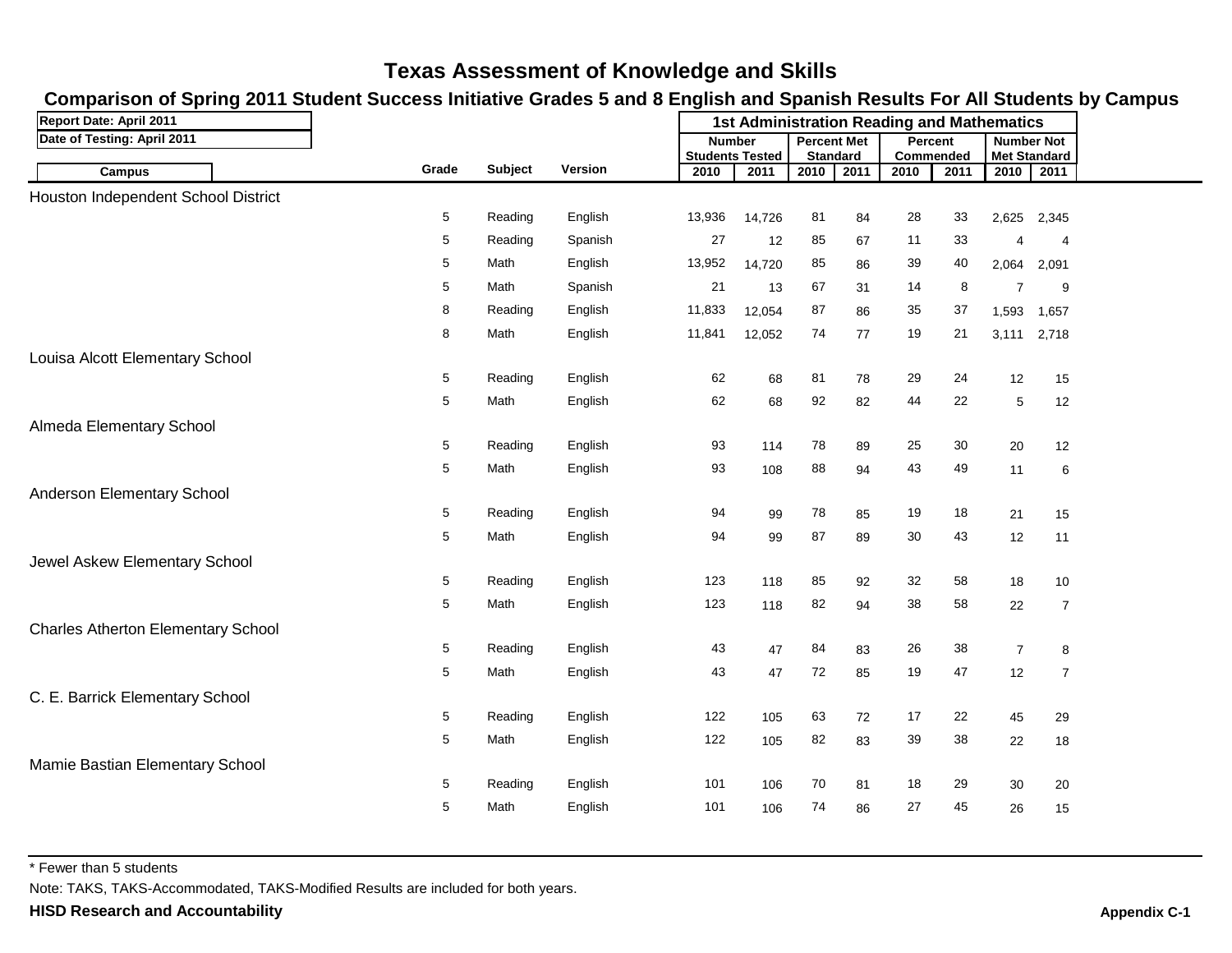# Texas Assessment of Knowledge and Skills

## Comparison of Spring 2011 Student Success Initiative Grades 5 and 8 English and Spanish Results For All Students by Campus

Report Date: April 2011

Date of Testing: April 2011

| Campus | Grade | Subject | Version | 1st Administration Reading and Mathematics | | | | | | | |
|---|---|---|---|---|---|---|---|---|---|---|---|
| | | | | Number Students Tested | | Percent Met Standard | | Percent Commended | | Number Not Met Standard | |
| | | | | 2010 | 2011 | 2010 | 2011 | 2010 | 2011 | 2010 | 2011 |
| **Houston Independent School District** | | | | | | | | | | | |
| | 5 | Reading | English | 13,936 | 14,726 | 81 | 84 | 28 | 33 | 2,625 | 2,345 |
| | 5 | Reading | Spanish | 27 | 12 | 85 | 67 | 11 | 33 | 4 | 4 |
| | 5 | Math | English | 13,952 | 14,720 | 85 | 86 | 39 | 40 | 2,064 | 2,091 |
| | 5 | Math | Spanish | 21 | 13 | 67 | 31 | 14 | 8 | 7 | 9 |
| | 8 | Reading | English | 11,833 | 12,054 | 87 | 86 | 35 | 37 | 1,593 | 1,657 |
| | 8 | Math | English | 11,841 | 12,052 | 74 | 77 | 19 | 21 | 3,111 | 2,718 |
| **Louisa Alcott Elementary School** | | | | | | | | | | | |
| | 5 | Reading | English | 62 | 68 | 81 | 78 | 29 | 24 | 12 | 15 |
| | 5 | Math | English | 62 | 68 | 92 | 82 | 44 | 22 | 5 | 12 |
| **Almeda Elementary School** | | | | | | | | | | | |
| | 5 | Reading | English | 93 | 114 | 78 | 89 | 25 | 30 | 20 | 12 |
| | 5 | Math | English | 93 | 108 | 88 | 94 | 43 | 49 | 11 | 6 |
| **Anderson Elementary School** | | | | | | | | | | | |
| | 5 | Reading | English | 94 | 99 | 78 | 85 | 19 | 18 | 21 | 15 |
| | 5 | Math | English | 94 | 99 | 87 | 89 | 30 | 43 | 12 | 11 |
| **Jewel Askew Elementary School** | | | | | | | | | | | |
| | 5 | Reading | English | 123 | 118 | 85 | 92 | 32 | 58 | 18 | 10 |
| | 5 | Math | English | 123 | 118 | 82 | 94 | 38 | 58 | 22 | 7 |
| **Charles Atherton Elementary School** | | | | | | | | | | | |
| | 5 | Reading | English | 43 | 47 | 84 | 83 | 26 | 38 | 7 | 8 |
| | 5 | Math | English | 43 | 47 | 72 | 85 | 19 | 47 | 12 | 7 |
| **C. E. Barrick Elementary School** | | | | | | | | | | | |
| | 5 | Reading | English | 122 | 105 | 63 | 72 | 17 | 22 | 45 | 29 |
| | 5 | Math | English | 122 | 105 | 82 | 83 | 39 | 38 | 22 | 18 |
| **Mamie Bastian Elementary School** | | | | | | | | | | | |
| | 5 | Reading | English | 101 | 106 | 70 | 81 | 18 | 29 | 30 | 20 |
| | 5 | Math | English | 101 | 106 | 74 | 86 | 27 | 45 | 26 | 15 |

* Fewer than 5 students

Note: TAKS, TAKS-Accommodated, TAKS-Modified Results are included for both years.

**HISD Research and Accountability**

**Appendix C-1**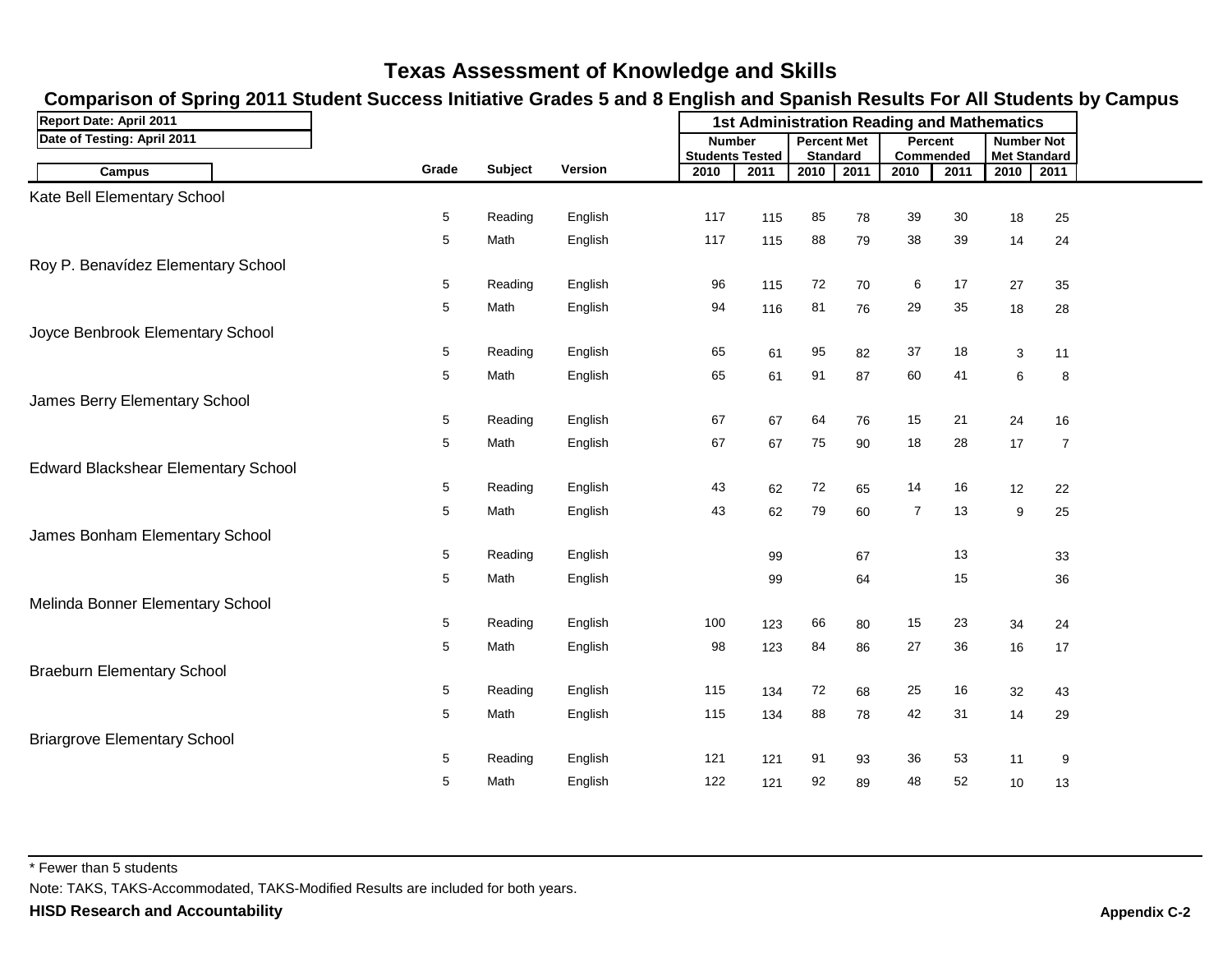# Texas Assessment of Knowledge and Skills

## Comparison of Spring 2011 Student Success Initiative Grades 5 and 8 English and Spanish Results For All Students by Campus

Report Date: April 2011

Date of Testing: April 2011

| Campus | Grade | Subject | Version | Number Students Tested 2010 | Number Students Tested 2011 | Percent Met Standard 2010 | Percent Met Standard 2011 | Percent Commended 2010 | Percent Commended 2011 | Number Not Met Standard 2010 | Number Not Met Standard 2011 |
|---|---|---|---|---|---|---|---|---|---|---|---|
| | | | | 1st Administration Reading and Mathematics | | | | | | | |
| Kate Bell Elementary School | | | | | | | | | | | |
| | 5 | Reading | English | 117 | 115 | 85 | 78 | 39 | 30 | 18 | 25 |
| | 5 | Math | English | 117 | 115 | 88 | 79 | 38 | 39 | 14 | 24 |
| Roy P. Benavídez Elementary School | | | | | | | | | | | |
| | 5 | Reading | English | 96 | 115 | 72 | 70 | 6 | 17 | 27 | 35 |
| | 5 | Math | English | 94 | 116 | 81 | 76 | 29 | 35 | 18 | 28 |
| Joyce Benbrook Elementary School | | | | | | | | | | | |
| | 5 | Reading | English | 65 | 61 | 95 | 82 | 37 | 18 | 3 | 11 |
| | 5 | Math | English | 65 | 61 | 91 | 87 | 60 | 41 | 6 | 8 |
| James Berry Elementary School | | | | | | | | | | | |
| | 5 | Reading | English | 67 | 67 | 64 | 76 | 15 | 21 | 24 | 16 |
| | 5 | Math | English | 67 | 67 | 75 | 90 | 18 | 28 | 17 | 7 |
| Edward Blackshear Elementary School | | | | | | | | | | | |
| | 5 | Reading | English | 43 | 62 | 72 | 65 | 14 | 16 | 12 | 22 |
| | 5 | Math | English | 43 | 62 | 79 | 60 | 7 | 13 | 9 | 25 |
| James Bonham Elementary School | | | | | | | | | | | |
| | 5 | Reading | English | | 99 | | 67 | | 13 | | 33 |
| | 5 | Math | English | | 99 | | 64 | | 15 | | 36 |
| Melinda Bonner Elementary School | | | | | | | | | | | |
| | 5 | Reading | English | 100 | 123 | 66 | 80 | 15 | 23 | 34 | 24 |
| | 5 | Math | English | 98 | 123 | 84 | 86 | 27 | 36 | 16 | 17 |
| Braeburn Elementary School | | | | | | | | | | | |
| | 5 | Reading | English | 115 | 134 | 72 | 68 | 25 | 16 | 32 | 43 |
| | 5 | Math | English | 115 | 134 | 88 | 78 | 42 | 31 | 14 | 29 |
| Briargrove Elementary School | | | | | | | | | | | |
| | 5 | Reading | English | 121 | 121 | 91 | 93 | 36 | 53 | 11 | 9 |
| | 5 | Math | English | 122 | 121 | 92 | 89 | 48 | 52 | 10 | 13 |

* Fewer than 5 students

Note: TAKS, TAKS-Accommodated, TAKS-Modified Results are included for both years.

**HISD Research and Accountability**

**Appendix C-2**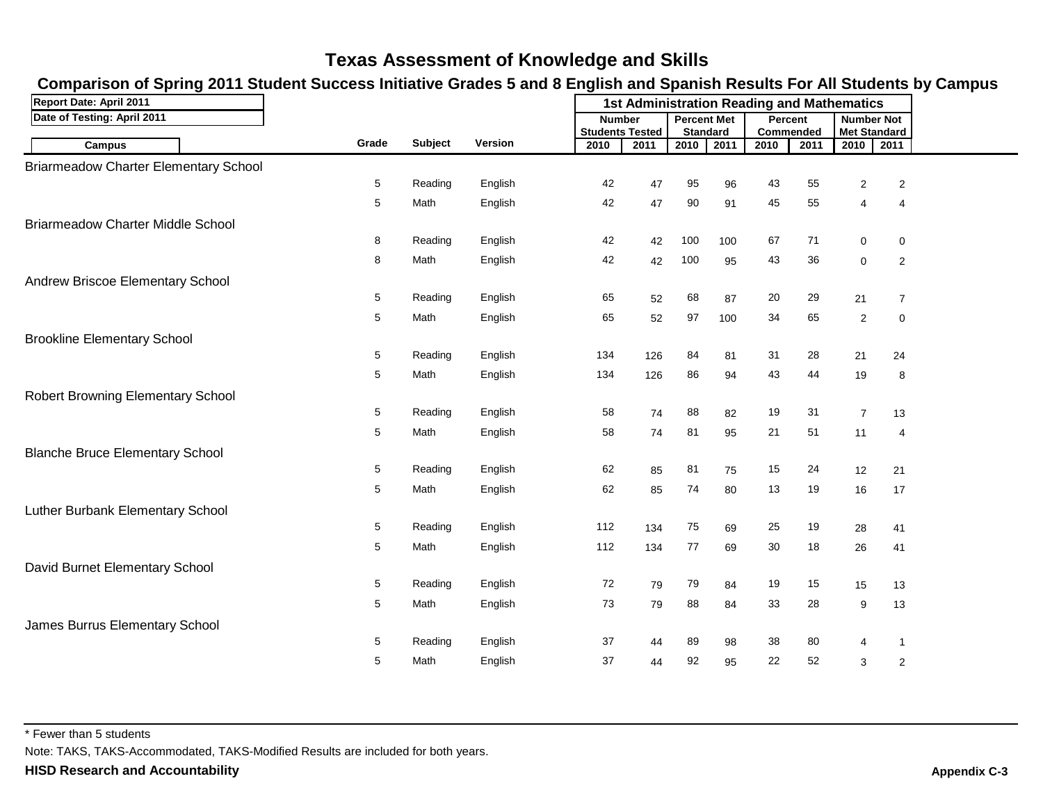# Texas Assessment of Knowledge and Skills

## Comparison of Spring 2011 Student Success Initiative Grades 5 and 8 English and Spanish Results For All Students by Campus

**Report Date: April 2011**

**Date of Testing: April 2011**

| Campus | Grade | Subject | Version | 1st Administration Reading and Mathematics | | | | | | | |
|---|---|---|---|---|---|---|---|---|---|---|---|
| | | | | Number Students Tested | | Percent Met Standard | | Percent Commended | | Number Not Met Standard | |
| | | | | 2010 | 2011 | 2010 | 2011 | 2010 | 2011 | 2010 | 2011 |
| **Briarmeadow Charter Elementary School** | | | | | | | | | | | |
| | 5 | Reading | English | 42 | 47 | 95 | 96 | 43 | 55 | 2 | 2 |
| | 5 | Math | English | 42 | 47 | 90 | 91 | 45 | 55 | 4 | 4 |
| **Briarmeadow Charter Middle School** | | | | | | | | | | | |
| | 8 | Reading | English | 42 | 42 | 100 | 100 | 67 | 71 | 0 | 0 |
| | 8 | Math | English | 42 | 42 | 100 | 95 | 43 | 36 | 0 | 2 |
| **Andrew Briscoe Elementary School** | | | | | | | | | | | |
| | 5 | Reading | English | 65 | 52 | 68 | 87 | 20 | 29 | 21 | 7 |
| | 5 | Math | English | 65 | 52 | 97 | 100 | 34 | 65 | 2 | 0 |
| **Brookline Elementary School** | | | | | | | | | | | |
| | 5 | Reading | English | 134 | 126 | 84 | 81 | 31 | 28 | 21 | 24 |
| | 5 | Math | English | 134 | 126 | 86 | 94 | 43 | 44 | 19 | 8 |
| **Robert Browning Elementary School** | | | | | | | | | | | |
| | 5 | Reading | English | 58 | 74 | 88 | 82 | 19 | 31 | 7 | 13 |
| | 5 | Math | English | 58 | 74 | 81 | 95 | 21 | 51 | 11 | 4 |
| **Blanche Bruce Elementary School** | | | | | | | | | | | |
| | 5 | Reading | English | 62 | 85 | 81 | 75 | 15 | 24 | 12 | 21 |
| | 5 | Math | English | 62 | 85 | 74 | 80 | 13 | 19 | 16 | 17 |
| **Luther Burbank Elementary School** | | | | | | | | | | | |
| | 5 | Reading | English | 112 | 134 | 75 | 69 | 25 | 19 | 28 | 41 |
| | 5 | Math | English | 112 | 134 | 77 | 69 | 30 | 18 | 26 | 41 |
| **David Burnet Elementary School** | | | | | | | | | | | |
| | 5 | Reading | English | 72 | 79 | 79 | 84 | 19 | 15 | 15 | 13 |
| | 5 | Math | English | 73 | 79 | 88 | 84 | 33 | 28 | 9 | 13 |
| **James Burrus Elementary School** | | | | | | | | | | | |
| | 5 | Reading | English | 37 | 44 | 89 | 98 | 38 | 80 | 4 | 1 |
| | 5 | Math | English | 37 | 44 | 92 | 95 | 22 | 52 | 3 | 2 |

* Fewer than 5 students

Note: TAKS, TAKS-Accommodated, TAKS-Modified Results are included for both years.

**HISD Research and Accountability**

**Appendix C-3**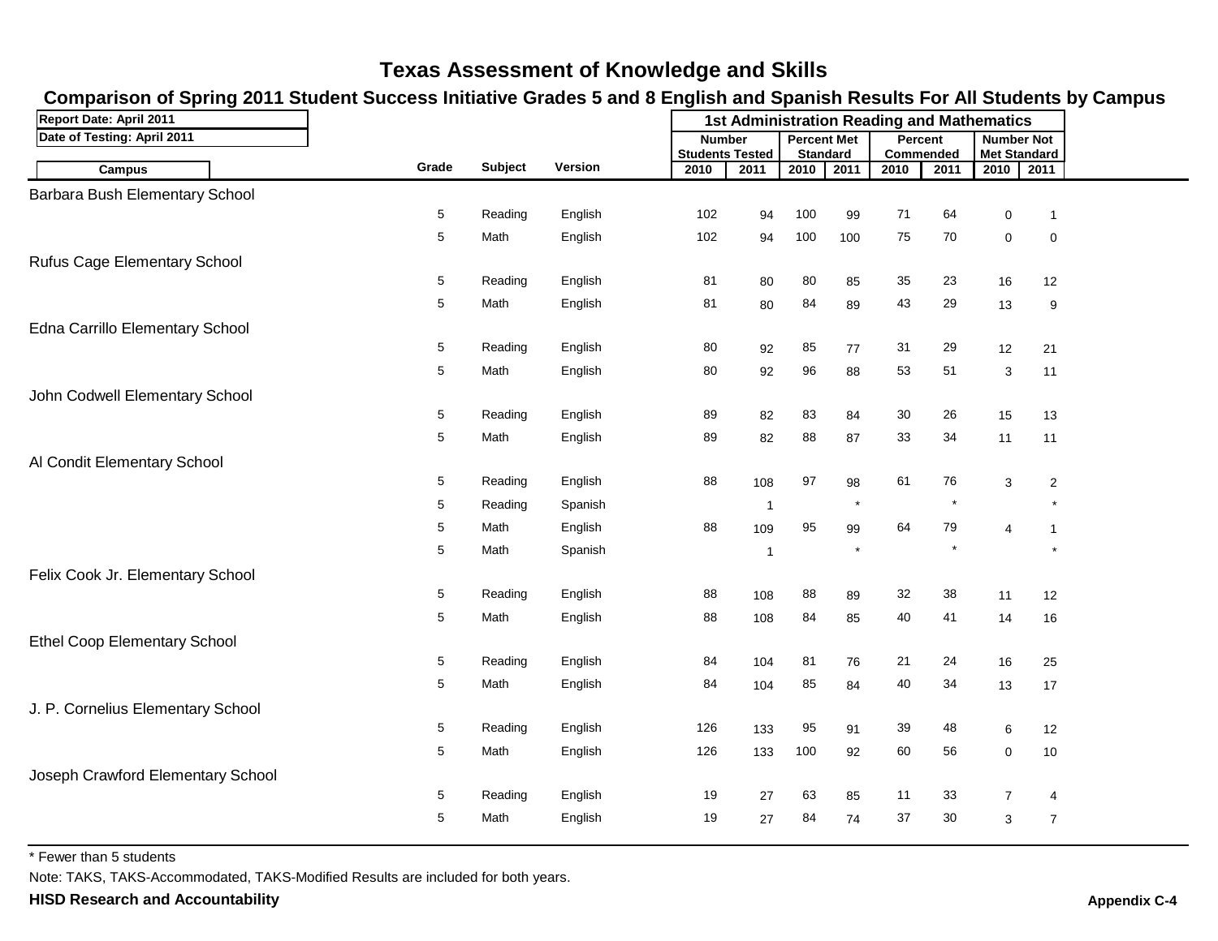# Texas Assessment of Knowledge and Skills

## Comparison of Spring 2011 Student Success Initiative Grades 5 and 8 English and Spanish Results For All Students by Campus

Report Date: April 2011

Date of Testing: April 2011

| Campus | Grade | Subject | Version | Number Students Tested 2010 | Number Students Tested 2011 | Percent Met Standard 2010 | Percent Met Standard 2011 | Percent Commended 2010 | Percent Commended 2011 | Number Not Met Standard 2010 | Number Not Met Standard 2011 |
|---|---|---|---|---|---|---|---|---|---|---|---|
| | | | | 1st Administration Reading and Mathematics | | | | | | | |
| **Barbara Bush Elementary School** | | | | | | | | | | | |
| | 5 | Reading | English | 102 | 94 | 100 | 99 | 71 | 64 | 0 | 1 |
| | 5 | Math | English | 102 | 94 | 100 | 100 | 75 | 70 | 0 | 0 |
| **Rufus Cage Elementary School** | | | | | | | | | | | |
| | 5 | Reading | English | 81 | 80 | 80 | 85 | 35 | 23 | 16 | 12 |
| | 5 | Math | English | 81 | 80 | 84 | 89 | 43 | 29 | 13 | 9 |
| **Edna Carrillo Elementary School** | | | | | | | | | | | |
| | 5 | Reading | English | 80 | 92 | 85 | 77 | 31 | 29 | 12 | 21 |
| | 5 | Math | English | 80 | 92 | 96 | 88 | 53 | 51 | 3 | 11 |
| **John Codwell Elementary School** | | | | | | | | | | | |
| | 5 | Reading | English | 89 | 82 | 83 | 84 | 30 | 26 | 15 | 13 |
| | 5 | Math | English | 89 | 82 | 88 | 87 | 33 | 34 | 11 | 11 |
| **Al Condit Elementary School** | | | | | | | | | | | |
| | 5 | Reading | English | 88 | 108 | 97 | 98 | 61 | 76 | 3 | 2 |
| | 5 | Reading | Spanish | | 1 | | * | | * | | * |
| | 5 | Math | English | 88 | 109 | 95 | 99 | 64 | 79 | 4 | 1 |
| | 5 | Math | Spanish | | 1 | | * | | * | | * |
| **Felix Cook Jr. Elementary School** | | | | | | | | | | | |
| | 5 | Reading | English | 88 | 108 | 88 | 89 | 32 | 38 | 11 | 12 |
| | 5 | Math | English | 88 | 108 | 84 | 85 | 40 | 41 | 14 | 16 |
| **Ethel Coop Elementary School** | | | | | | | | | | | |
| | 5 | Reading | English | 84 | 104 | 81 | 76 | 21 | 24 | 16 | 25 |
| | 5 | Math | English | 84 | 104 | 85 | 84 | 40 | 34 | 13 | 17 |
| **J. P. Cornelius Elementary School** | | | | | | | | | | | |
| | 5 | Reading | English | 126 | 133 | 95 | 91 | 39 | 48 | 6 | 12 |
| | 5 | Math | English | 126 | 133 | 100 | 92 | 60 | 56 | 0 | 10 |
| **Joseph Crawford Elementary School** | | | | | | | | | | | |
| | 5 | Reading | English | 19 | 27 | 63 | 85 | 11 | 33 | 7 | 4 |
| | 5 | Math | English | 19 | 27 | 84 | 74 | 37 | 30 | 3 | 7 |

* Fewer than 5 students

Note: TAKS, TAKS-Accommodated, TAKS-Modified Results are included for both years.

**HISD Research and Accountability**

**Appendix C-4**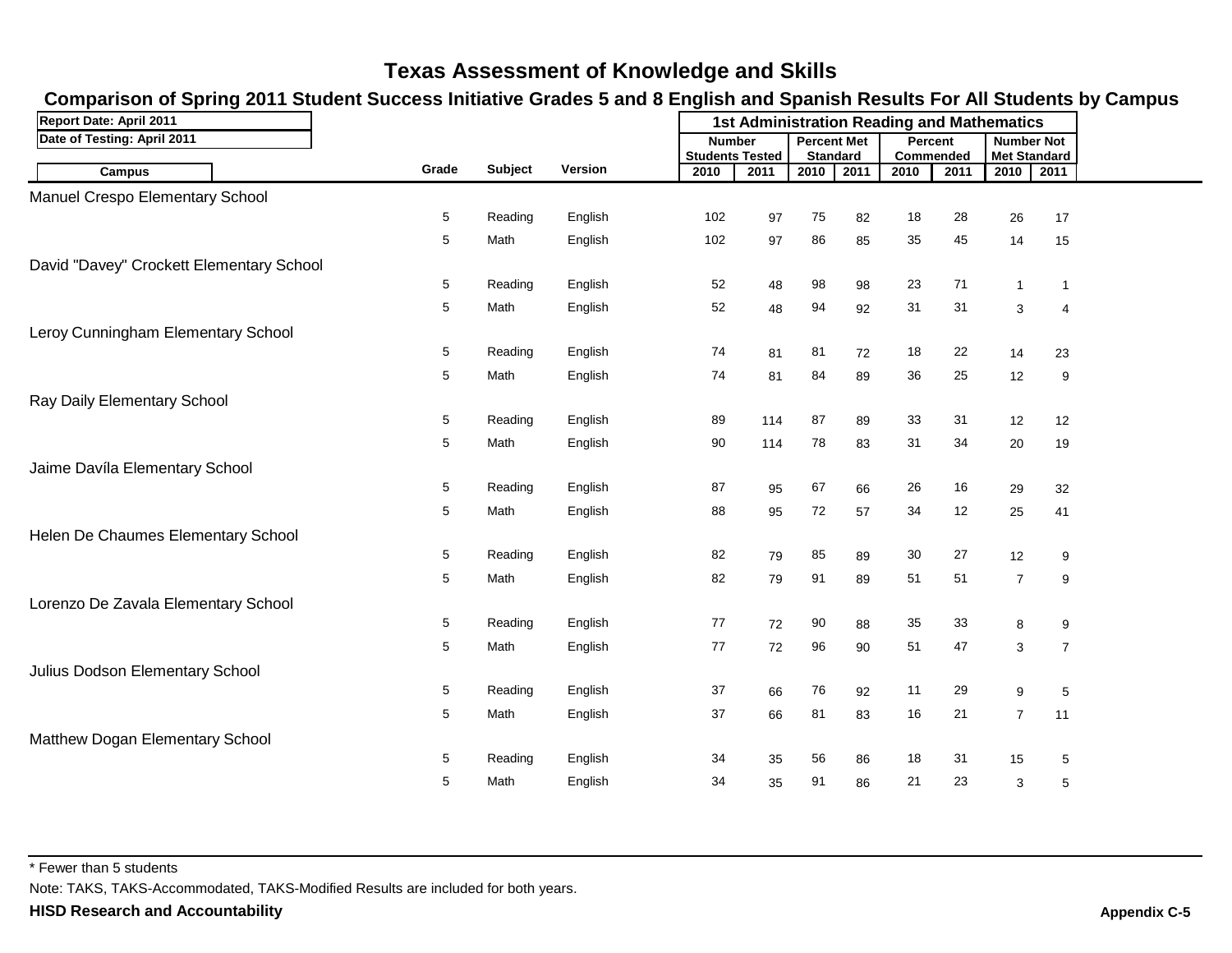# Texas Assessment of Knowledge and Skills

## Comparison of Spring 2011 Student Success Initiative Grades 5 and 8 English and Spanish Results For All Students by Campus

**Report Date: April 2011**

**Date of Testing: April 2011**

| Campus | Grade | Subject | Version | 1st Administration Reading and Mathematics | | | | | | | |
|---|---|---|---|---|---|---|---|---|---|---|---|
| | | | | Number Students Tested | | Percent Met Standard | | Percent Commended | | Number Not Met Standard | |
| | | | | 2010 | 2011 | 2010 | 2011 | 2010 | 2011 | 2010 | 2011 |
| Manuel Crespo Elementary School | | | | | | | | | | | |
| | 5 | Reading | English | 102 | 97 | 75 | 82 | 18 | 28 | 26 | 17 |
| | 5 | Math | English | 102 | 97 | 86 | 85 | 35 | 45 | 14 | 15 |
| David "Davey" Crockett Elementary School | | | | | | | | | | | |
| | 5 | Reading | English | 52 | 48 | 98 | 98 | 23 | 71 | 1 | 1 |
| | 5 | Math | English | 52 | 48 | 94 | 92 | 31 | 31 | 3 | 4 |
| Leroy Cunningham Elementary School | | | | | | | | | | | |
| | 5 | Reading | English | 74 | 81 | 81 | 72 | 18 | 22 | 14 | 23 |
| | 5 | Math | English | 74 | 81 | 84 | 89 | 36 | 25 | 12 | 9 |
| Ray Daily Elementary School | | | | | | | | | | | |
| | 5 | Reading | English | 89 | 114 | 87 | 89 | 33 | 31 | 12 | 12 |
| | 5 | Math | English | 90 | 114 | 78 | 83 | 31 | 34 | 20 | 19 |
| Jaime Davíla Elementary School | | | | | | | | | | | |
| | 5 | Reading | English | 87 | 95 | 67 | 66 | 26 | 16 | 29 | 32 |
| | 5 | Math | English | 88 | 95 | 72 | 57 | 34 | 12 | 25 | 41 |
| Helen De Chaumes Elementary School | | | | | | | | | | | |
| | 5 | Reading | English | 82 | 79 | 85 | 89 | 30 | 27 | 12 | 9 |
| | 5 | Math | English | 82 | 79 | 91 | 89 | 51 | 51 | 7 | 9 |
| Lorenzo De Zavala Elementary School | | | | | | | | | | | |
| | 5 | Reading | English | 77 | 72 | 90 | 88 | 35 | 33 | 8 | 9 |
| | 5 | Math | English | 77 | 72 | 96 | 90 | 51 | 47 | 3 | 7 |
| Julius Dodson Elementary School | | | | | | | | | | | |
| | 5 | Reading | English | 37 | 66 | 76 | 92 | 11 | 29 | 9 | 5 |
| | 5 | Math | English | 37 | 66 | 81 | 83 | 16 | 21 | 7 | 11 |
| Matthew Dogan Elementary School | | | | | | | | | | | |
| | 5 | Reading | English | 34 | 35 | 56 | 86 | 18 | 31 | 15 | 5 |
| | 5 | Math | English | 34 | 35 | 91 | 86 | 21 | 23 | 3 | 5 |

* Fewer than 5 students

Note: TAKS, TAKS-Accommodated, TAKS-Modified Results are included for both years.

**HISD Research and Accountability**

**Appendix C-5**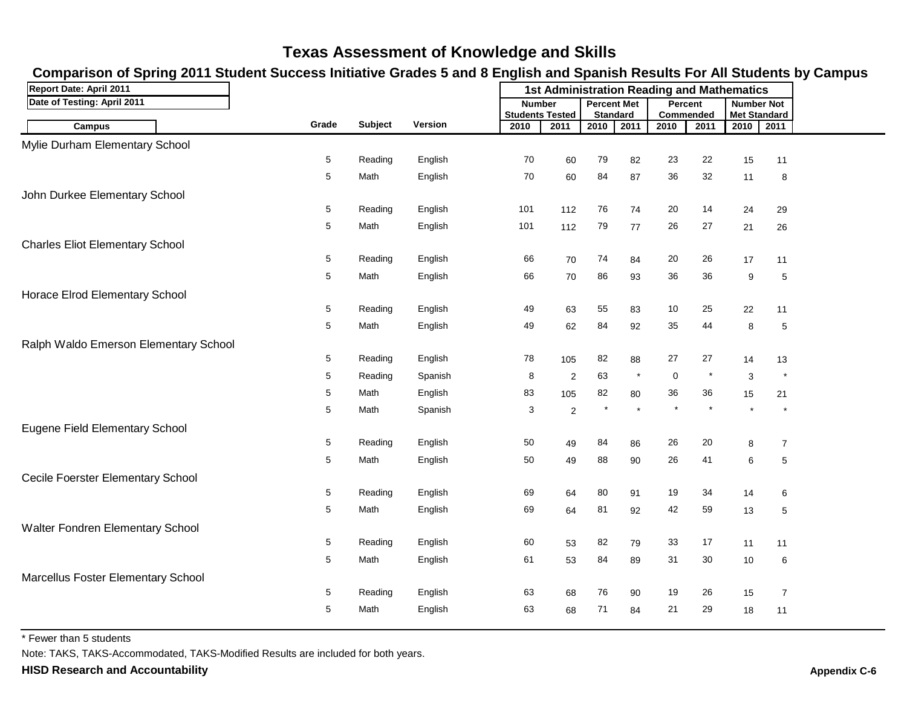# Texas Assessment of Knowledge and Skills

## Comparison of Spring 2011 Student Success Initiative Grades 5 and 8 English and Spanish Results For All Students by Campus

Report Date: April 2011

Date of Testing: April 2011

| Campus | Grade | Subject | Version | Number Students Tested 2010 | Number Students Tested 2011 | Percent Met Standard 2010 | Percent Met Standard 2011 | Percent Commended 2010 | Percent Commended 2011 | Number Not Met Standard 2010 | Number Not Met Standard 2011 |
|---|---|---|---|---|---|---|---|---|---|---|---|
| Mylie Durham Elementary School | | | | | | | | | | | |
| | 5 | Reading | English | 70 | 60 | 79 | 82 | 23 | 22 | 15 | 11 |
| | 5 | Math | English | 70 | 60 | 84 | 87 | 36 | 32 | 11 | 8 |
| John Durkee Elementary School | | | | | | | | | | | |
| | 5 | Reading | English | 101 | 112 | 76 | 74 | 20 | 14 | 24 | 29 |
| | 5 | Math | English | 101 | 112 | 79 | 77 | 26 | 27 | 21 | 26 |
| Charles Eliot Elementary School | | | | | | | | | | | |
| | 5 | Reading | English | 66 | 70 | 74 | 84 | 20 | 26 | 17 | 11 |
| | 5 | Math | English | 66 | 70 | 86 | 93 | 36 | 36 | 9 | 5 |
| Horace Elrod Elementary School | | | | | | | | | | | |
| | 5 | Reading | English | 49 | 63 | 55 | 83 | 10 | 25 | 22 | 11 |
| | 5 | Math | English | 49 | 62 | 84 | 92 | 35 | 44 | 8 | 5 |
| Ralph Waldo Emerson Elementary School | | | | | | | | | | | |
| | 5 | Reading | English | 78 | 105 | 82 | 88 | 27 | 27 | 14 | 13 |
| | 5 | Reading | Spanish | 8 | 2 | 63 | * | 0 | * | 3 | * |
| | 5 | Math | English | 83 | 105 | 82 | 80 | 36 | 36 | 15 | 21 |
| | 5 | Math | Spanish | 3 | 2 | * | * | * | * | * | * |
| Eugene Field Elementary School | | | | | | | | | | | |
| | 5 | Reading | English | 50 | 49 | 84 | 86 | 26 | 20 | 8 | 7 |
| | 5 | Math | English | 50 | 49 | 88 | 90 | 26 | 41 | 6 | 5 |
| Cecile Foerster Elementary School | | | | | | | | | | | |
| | 5 | Reading | English | 69 | 64 | 80 | 91 | 19 | 34 | 14 | 6 |
| | 5 | Math | English | 69 | 64 | 81 | 92 | 42 | 59 | 13 | 5 |
| Walter Fondren Elementary School | | | | | | | | | | | |
| | 5 | Reading | English | 60 | 53 | 82 | 79 | 33 | 17 | 11 | 11 |
| | 5 | Math | English | 61 | 53 | 84 | 89 | 31 | 30 | 10 | 6 |
| Marcellus Foster Elementary School | | | | | | | | | | | |
| | 5 | Reading | English | 63 | 68 | 76 | 90 | 19 | 26 | 15 | 7 |
| | 5 | Math | English | 63 | 68 | 71 | 84 | 21 | 29 | 18 | 11 |

1st Administration Reading and Mathematics

* Fewer than 5 students

Note: TAKS, TAKS-Accommodated, TAKS-Modified Results are included for both years.

**HISD Research and Accountability**

**Appendix C-6**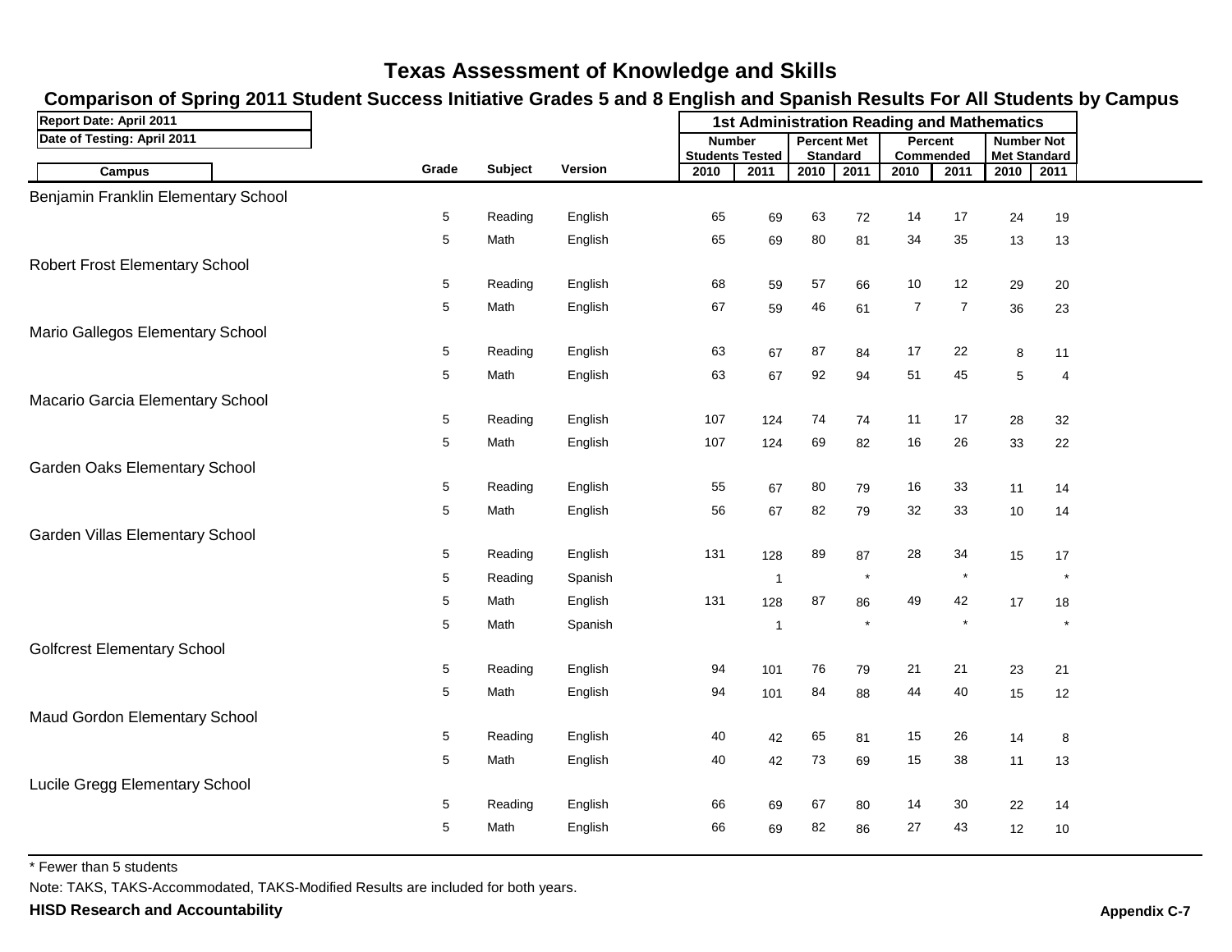# Texas Assessment of Knowledge and Skills

## Comparison of Spring 2011 Student Success Initiative Grades 5 and 8 English and Spanish Results For All Students by Campus

Report Date: April 2011

Date of Testing: April 2011

| Campus | Grade | Subject | Version | 1st Administration Reading and Mathematics | | | | | | | |
|---|---|---|---|---|---|---|---|---|---|---|---|
| | | | | Number Students Tested | | Percent Met Standard | | Percent Commended | | Number Not Met Standard | |
| | | | | 2010 | 2011 | 2010 | 2011 | 2010 | 2011 | 2010 | 2011 |
| Benjamin Franklin Elementary School | | | | | | | | | | | |
| | 5 | Reading | English | 65 | 69 | 63 | 72 | 14 | 17 | 24 | 19 |
| | 5 | Math | English | 65 | 69 | 80 | 81 | 34 | 35 | 13 | 13 |
| Robert Frost Elementary School | | | | | | | | | | | |
| | 5 | Reading | English | 68 | 59 | 57 | 66 | 10 | 12 | 29 | 20 |
| | 5 | Math | English | 67 | 59 | 46 | 61 | 7 | 7 | 36 | 23 |
| Mario Gallegos Elementary School | | | | | | | | | | | |
| | 5 | Reading | English | 63 | 67 | 87 | 84 | 17 | 22 | 8 | 11 |
| | 5 | Math | English | 63 | 67 | 92 | 94 | 51 | 45 | 5 | 4 |
| Macario Garcia Elementary School | | | | | | | | | | | |
| | 5 | Reading | English | 107 | 124 | 74 | 74 | 11 | 17 | 28 | 32 |
| | 5 | Math | English | 107 | 124 | 69 | 82 | 16 | 26 | 33 | 22 |
| Garden Oaks Elementary School | | | | | | | | | | | |
| | 5 | Reading | English | 55 | 67 | 80 | 79 | 16 | 33 | 11 | 14 |
| | 5 | Math | English | 56 | 67 | 82 | 79 | 32 | 33 | 10 | 14 |
| Garden Villas Elementary School | | | | | | | | | | | |
| | 5 | Reading | English | 131 | 128 | 89 | 87 | 28 | 34 | 15 | 17 |
| | 5 | Reading | Spanish | | 1 | | * | | * | | * |
| | 5 | Math | English | 131 | 128 | 87 | 86 | 49 | 42 | 17 | 18 |
| | 5 | Math | Spanish | | 1 | | * | | * | | * |
| Golfcrest Elementary School | | | | | | | | | | | |
| | 5 | Reading | English | 94 | 101 | 76 | 79 | 21 | 21 | 23 | 21 |
| | 5 | Math | English | 94 | 101 | 84 | 88 | 44 | 40 | 15 | 12 |
| Maud Gordon Elementary School | | | | | | | | | | | |
| | 5 | Reading | English | 40 | 42 | 65 | 81 | 15 | 26 | 14 | 8 |
| | 5 | Math | English | 40 | 42 | 73 | 69 | 15 | 38 | 11 | 13 |
| Lucile Gregg Elementary School | | | | | | | | | | | |
| | 5 | Reading | English | 66 | 69 | 67 | 80 | 14 | 30 | 22 | 14 |
| | 5 | Math | English | 66 | 69 | 82 | 86 | 27 | 43 | 12 | 10 |

* Fewer than 5 students

Note: TAKS, TAKS-Accommodated, TAKS-Modified Results are included for both years.

**HISD Research and Accountability**

**Appendix C-7**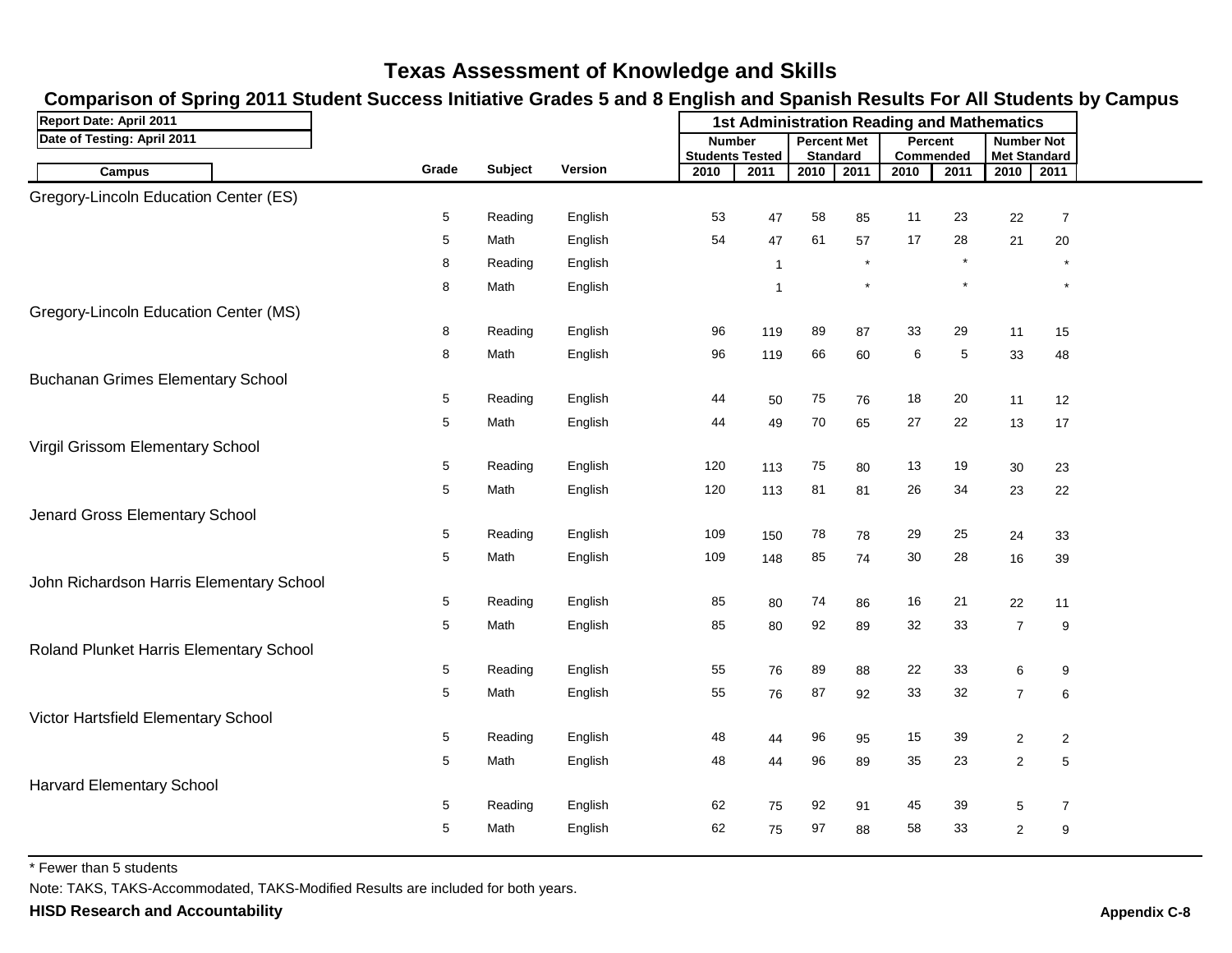# Texas Assessment of Knowledge and Skills

## Comparison of Spring 2011 Student Success Initiative Grades 5 and 8 English and Spanish Results For All Students by Campus

Report Date: April 2011

Date of Testing: April 2011

| Campus | Grade | Subject | Version | 1st Administration Reading and Mathematics | | | | | | | |
|---|---|---|---|---|---|---|---|---|---|---|---|
| | | | | Number Students Tested | | Percent Met Standard | | Percent Commended | | Number Not Met Standard | |
| | | | | 2010 | 2011 | 2010 | 2011 | 2010 | 2011 | 2010 | 2011 |
| Gregory-Lincoln Education Center (ES) | | | | | | | | | | | |
| | 5 | Reading | English | 53 | 47 | 58 | 85 | 11 | 23 | 22 | 7 |
| | 5 | Math | English | 54 | 47 | 61 | 57 | 17 | 28 | 21 | 20 |
| | 8 | Reading | English | | 1 | | * | | * | | * |
| | 8 | Math | English | | 1 | | * | | * | | * |
| Gregory-Lincoln Education Center (MS) | | | | | | | | | | | |
| | 8 | Reading | English | 96 | 119 | 89 | 87 | 33 | 29 | 11 | 15 |
| | 8 | Math | English | 96 | 119 | 66 | 60 | 6 | 5 | 33 | 48 |
| Buchanan Grimes Elementary School | | | | | | | | | | | |
| | 5 | Reading | English | 44 | 50 | 75 | 76 | 18 | 20 | 11 | 12 |
| | 5 | Math | English | 44 | 49 | 70 | 65 | 27 | 22 | 13 | 17 |
| Virgil Grissom Elementary School | | | | | | | | | | | |
| | 5 | Reading | English | 120 | 113 | 75 | 80 | 13 | 19 | 30 | 23 |
| | 5 | Math | English | 120 | 113 | 81 | 81 | 26 | 34 | 23 | 22 |
| Jenard Gross Elementary School | | | | | | | | | | | |
| | 5 | Reading | English | 109 | 150 | 78 | 78 | 29 | 25 | 24 | 33 |
| | 5 | Math | English | 109 | 148 | 85 | 74 | 30 | 28 | 16 | 39 |
| John Richardson Harris Elementary School | | | | | | | | | | | |
| | 5 | Reading | English | 85 | 80 | 74 | 86 | 16 | 21 | 22 | 11 |
| | 5 | Math | English | 85 | 80 | 92 | 89 | 32 | 33 | 7 | 9 |
| Roland Plunket Harris Elementary School | | | | | | | | | | | |
| | 5 | Reading | English | 55 | 76 | 89 | 88 | 22 | 33 | 6 | 9 |
| | 5 | Math | English | 55 | 76 | 87 | 92 | 33 | 32 | 7 | 6 |
| Victor Hartsfield Elementary School | | | | | | | | | | | |
| | 5 | Reading | English | 48 | 44 | 96 | 95 | 15 | 39 | 2 | 2 |
| | 5 | Math | English | 48 | 44 | 96 | 89 | 35 | 23 | 2 | 5 |
| Harvard Elementary School | | | | | | | | | | | |
| | 5 | Reading | English | 62 | 75 | 92 | 91 | 45 | 39 | 5 | 7 |
| | 5 | Math | English | 62 | 75 | 97 | 88 | 58 | 33 | 2 | 9 |

* Fewer than 5 students

Note: TAKS, TAKS-Accommodated, TAKS-Modified Results are included for both years.

**HISD Research and Accountability**

**Appendix C-8**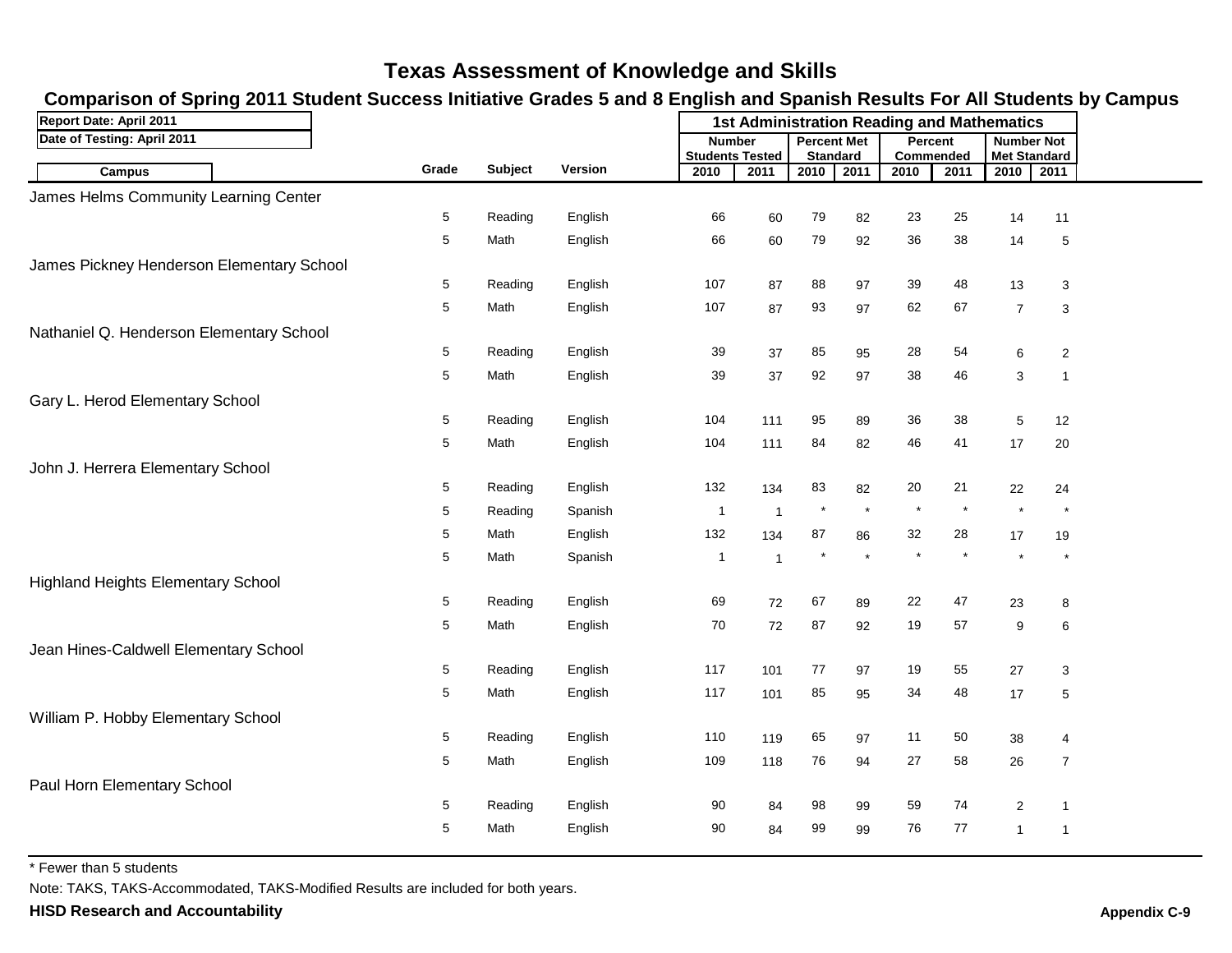# Texas Assessment of Knowledge and Skills

## Comparison of Spring 2011 Student Success Initiative Grades 5 and 8 English and Spanish Results For All Students by Campus

Report Date: April 2011

Date of Testing: April 2011

| Campus | Grade | Subject | Version | 1st Administration Reading and Mathematics | | | | | | | |
|---|---|---|---|---|---|---|---|---|---|---|---|
| | | | | Number Students Tested | | Percent Met Standard | | Percent Commended | | Number Not Met Standard | |
| | | | | 2010 | 2011 | 2010 | 2011 | 2010 | 2011 | 2010 | 2011 |
| James Helms Community Learning Center | | | | | | | | | | | |
| | 5 | Reading | English | 66 | 60 | 79 | 82 | 23 | 25 | 14 | 11 |
| | 5 | Math | English | 66 | 60 | 79 | 92 | 36 | 38 | 14 | 5 |
| James Pickney Henderson Elementary School | | | | | | | | | | | |
| | 5 | Reading | English | 107 | 87 | 88 | 97 | 39 | 48 | 13 | 3 |
| | 5 | Math | English | 107 | 87 | 93 | 97 | 62 | 67 | 7 | 3 |
| Nathaniel Q. Henderson Elementary School | | | | | | | | | | | |
| | 5 | Reading | English | 39 | 37 | 85 | 95 | 28 | 54 | 6 | 2 |
| | 5 | Math | English | 39 | 37 | 92 | 97 | 38 | 46 | 3 | 1 |
| Gary L. Herod Elementary School | | | | | | | | | | | |
| | 5 | Reading | English | 104 | 111 | 95 | 89 | 36 | 38 | 5 | 12 |
| | 5 | Math | English | 104 | 111 | 84 | 82 | 46 | 41 | 17 | 20 |
| John J. Herrera Elementary School | | | | | | | | | | | |
| | 5 | Reading | English | 132 | 134 | 83 | 82 | 20 | 21 | 22 | 24 |
| | 5 | Reading | Spanish | 1 | 1 | * | * | * | * | * | * |
| | 5 | Math | English | 132 | 134 | 87 | 86 | 32 | 28 | 17 | 19 |
| | 5 | Math | Spanish | 1 | 1 | * | * | * | * | * | * |
| Highland Heights Elementary School | | | | | | | | | | | |
| | 5 | Reading | English | 69 | 72 | 67 | 89 | 22 | 47 | 23 | 8 |
| | 5 | Math | English | 70 | 72 | 87 | 92 | 19 | 57 | 9 | 6 |
| Jean Hines-Caldwell Elementary School | | | | | | | | | | | |
| | 5 | Reading | English | 117 | 101 | 77 | 97 | 19 | 55 | 27 | 3 |
| | 5 | Math | English | 117 | 101 | 85 | 95 | 34 | 48 | 17 | 5 |
| William P. Hobby Elementary School | | | | | | | | | | | |
| | 5 | Reading | English | 110 | 119 | 65 | 97 | 11 | 50 | 38 | 4 |
| | 5 | Math | English | 109 | 118 | 76 | 94 | 27 | 58 | 26 | 7 |
| Paul Horn Elementary School | | | | | | | | | | | |
| | 5 | Reading | English | 90 | 84 | 98 | 99 | 59 | 74 | 2 | 1 |
| | 5 | Math | English | 90 | 84 | 99 | 99 | 76 | 77 | 1 | 1 |

* Fewer than 5 students

Note: TAKS, TAKS-Accommodated, TAKS-Modified Results are included for both years.

**HISD Research and Accountability**

**Appendix C-9**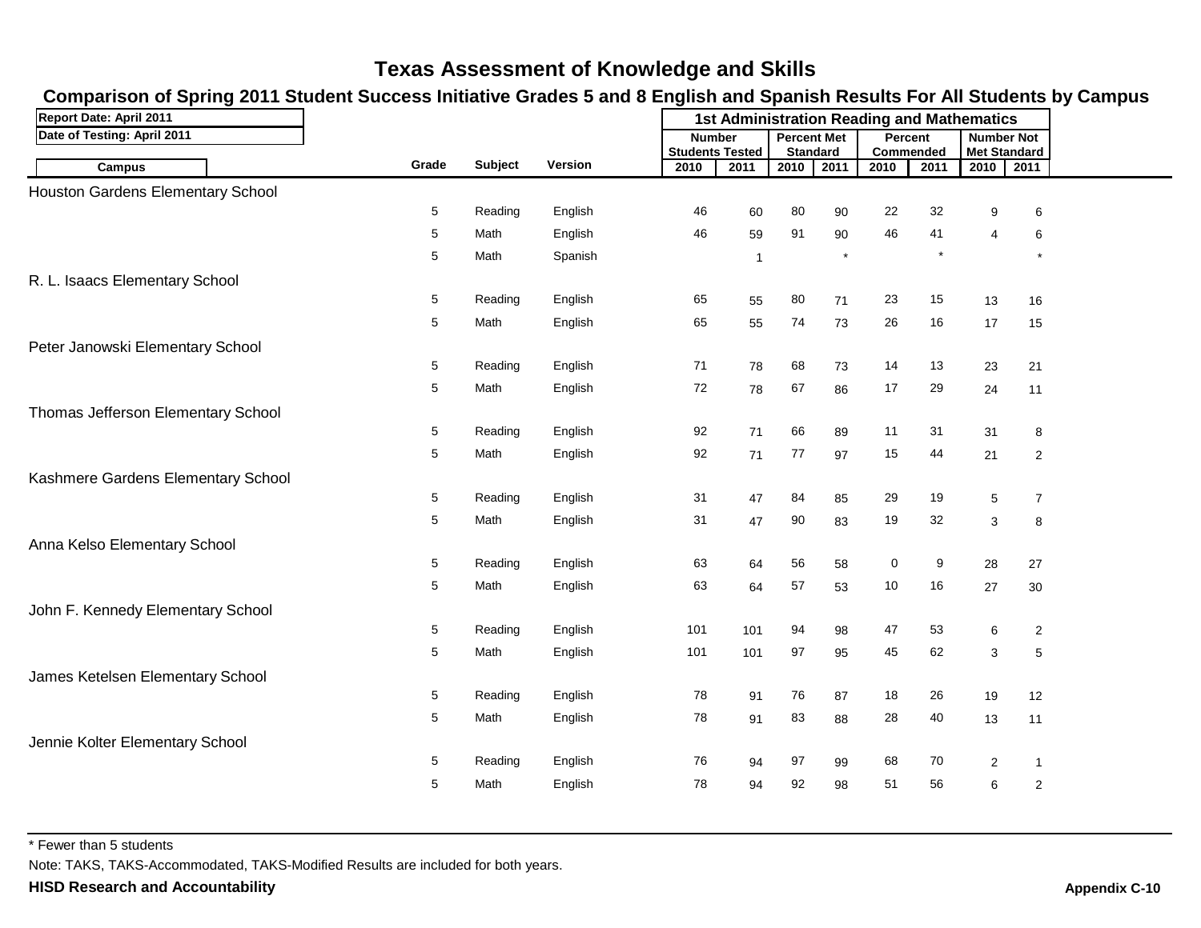# Texas Assessment of Knowledge and Skills

## Comparison of Spring 2011 Student Success Initiative Grades 5 and 8 English and Spanish Results For All Students by Campus

Report Date: April 2011

Date of Testing: April 2011

| Campus | Grade | Subject | Version | Number Students Tested 2010 | Number Students Tested 2011 | Percent Met Standard 2010 | Percent Met Standard 2011 | Percent Commended 2010 | Percent Commended 2011 | Number Not Met Standard 2010 | Number Not Met Standard 2011 |
|---|---|---|---|---|---|---|---|---|---|---|---|
| | | | | 1st Administration Reading and Mathematics | | | | | | | |
| Houston Gardens Elementary School | | | | | | | | | | | |
| | 5 | Reading | English | 46 | 60 | 80 | 90 | 22 | 32 | 9 | 6 |
| | 5 | Math | English | 46 | 59 | 91 | 90 | 46 | 41 | 4 | 6 |
| | 5 | Math | Spanish | | 1 | | * | | * | | * |
| R. L. Isaacs Elementary School | | | | | | | | | | | |
| | 5 | Reading | English | 65 | 55 | 80 | 71 | 23 | 15 | 13 | 16 |
| | 5 | Math | English | 65 | 55 | 74 | 73 | 26 | 16 | 17 | 15 |
| Peter Janowski Elementary School | | | | | | | | | | | |
| | 5 | Reading | English | 71 | 78 | 68 | 73 | 14 | 13 | 23 | 21 |
| | 5 | Math | English | 72 | 78 | 67 | 86 | 17 | 29 | 24 | 11 |
| Thomas Jefferson Elementary School | | | | | | | | | | | |
| | 5 | Reading | English | 92 | 71 | 66 | 89 | 11 | 31 | 31 | 8 |
| | 5 | Math | English | 92 | 71 | 77 | 97 | 15 | 44 | 21 | 2 |
| Kashmere Gardens Elementary School | | | | | | | | | | | |
| | 5 | Reading | English | 31 | 47 | 84 | 85 | 29 | 19 | 5 | 7 |
| | 5 | Math | English | 31 | 47 | 90 | 83 | 19 | 32 | 3 | 8 |
| Anna Kelso Elementary School | | | | | | | | | | | |
| | 5 | Reading | English | 63 | 64 | 56 | 58 | 0 | 9 | 28 | 27 |
| | 5 | Math | English | 63 | 64 | 57 | 53 | 10 | 16 | 27 | 30 |
| John F. Kennedy Elementary School | | | | | | | | | | | |
| | 5 | Reading | English | 101 | 101 | 94 | 98 | 47 | 53 | 6 | 2 |
| | 5 | Math | English | 101 | 101 | 97 | 95 | 45 | 62 | 3 | 5 |
| James Ketelsen Elementary School | | | | | | | | | | | |
| | 5 | Reading | English | 78 | 91 | 76 | 87 | 18 | 26 | 19 | 12 |
| | 5 | Math | English | 78 | 91 | 83 | 88 | 28 | 40 | 13 | 11 |
| Jennie Kolter Elementary School | | | | | | | | | | | |
| | 5 | Reading | English | 76 | 94 | 97 | 99 | 68 | 70 | 2 | 1 |
| | 5 | Math | English | 78 | 94 | 92 | 98 | 51 | 56 | 6 | 2 |

* Fewer than 5 students

Note: TAKS, TAKS-Accommodated, TAKS-Modified Results are included for both years.

**HISD Research and Accountability**

**Appendix C-10**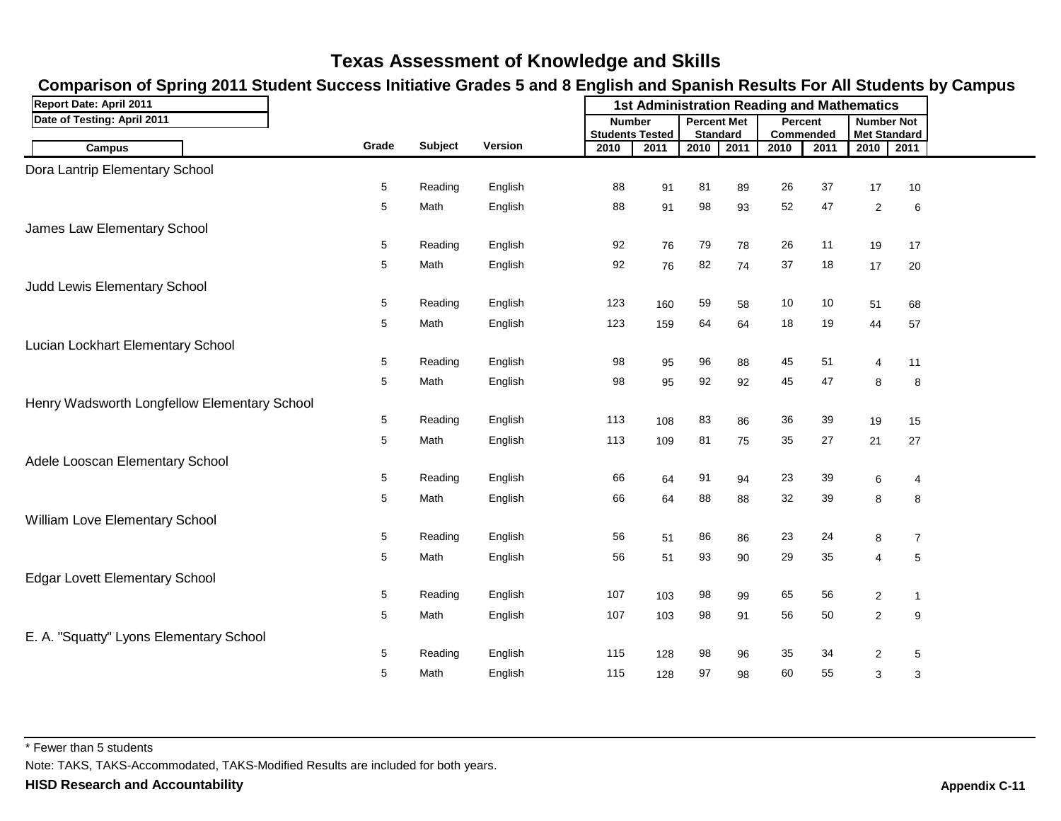# Texas Assessment of Knowledge and Skills

## Comparison of Spring 2011 Student Success Initiative Grades 5 and 8 English and Spanish Results For All Students by Campus

Report Date: April 2011

Date of Testing: April 2011

| Campus | Grade | Subject | Version | 1st Administration Reading and Mathematics | | | | | | | |
|---|---|---|---|---|---|---|---|---|---|---|---|
| | | | | Number Students Tested | | Percent Met Standard | | Percent Commended | | Number Not Met Standard | |
| | | | | 2010 | 2011 | 2010 | 2011 | 2010 | 2011 | 2010 | 2011 |
| Dora Lantrip Elementary School | | | | | | | | | | | |
| | 5 | Reading | English | 88 | 91 | 81 | 89 | 26 | 37 | 17 | 10 |
| | 5 | Math | English | 88 | 91 | 98 | 93 | 52 | 47 | 2 | 6 |
| James Law Elementary School | | | | | | | | | | | |
| | 5 | Reading | English | 92 | 76 | 79 | 78 | 26 | 11 | 19 | 17 |
| | 5 | Math | English | 92 | 76 | 82 | 74 | 37 | 18 | 17 | 20 |
| Judd Lewis Elementary School | | | | | | | | | | | |
| | 5 | Reading | English | 123 | 160 | 59 | 58 | 10 | 10 | 51 | 68 |
| | 5 | Math | English | 123 | 159 | 64 | 64 | 18 | 19 | 44 | 57 |
| Lucian Lockhart Elementary School | | | | | | | | | | | |
| | 5 | Reading | English | 98 | 95 | 96 | 88 | 45 | 51 | 4 | 11 |
| | 5 | Math | English | 98 | 95 | 92 | 92 | 45 | 47 | 8 | 8 |
| Henry Wadsworth Longfellow Elementary School | | | | | | | | | | | |
| | 5 | Reading | English | 113 | 108 | 83 | 86 | 36 | 39 | 19 | 15 |
| | 5 | Math | English | 113 | 109 | 81 | 75 | 35 | 27 | 21 | 27 |
| Adele Looscan Elementary School | | | | | | | | | | | |
| | 5 | Reading | English | 66 | 64 | 91 | 94 | 23 | 39 | 6 | 4 |
| | 5 | Math | English | 66 | 64 | 88 | 88 | 32 | 39 | 8 | 8 |
| William Love Elementary School | | | | | | | | | | | |
| | 5 | Reading | English | 56 | 51 | 86 | 86 | 23 | 24 | 8 | 7 |
| | 5 | Math | English | 56 | 51 | 93 | 90 | 29 | 35 | 4 | 5 |
| Edgar Lovett Elementary School | | | | | | | | | | | |
| | 5 | Reading | English | 107 | 103 | 98 | 99 | 65 | 56 | 2 | 1 |
| | 5 | Math | English | 107 | 103 | 98 | 91 | 56 | 50 | 2 | 9 |
| E. A. "Squatty" Lyons Elementary School | | | | | | | | | | | |
| | 5 | Reading | English | 115 | 128 | 98 | 96 | 35 | 34 | 2 | 5 |
| | 5 | Math | English | 115 | 128 | 97 | 98 | 60 | 55 | 3 | 3 |

* Fewer than 5 students

Note: TAKS, TAKS-Accommodated, TAKS-Modified Results are included for both years.

**HISD Research and Accountability**

**Appendix C-11**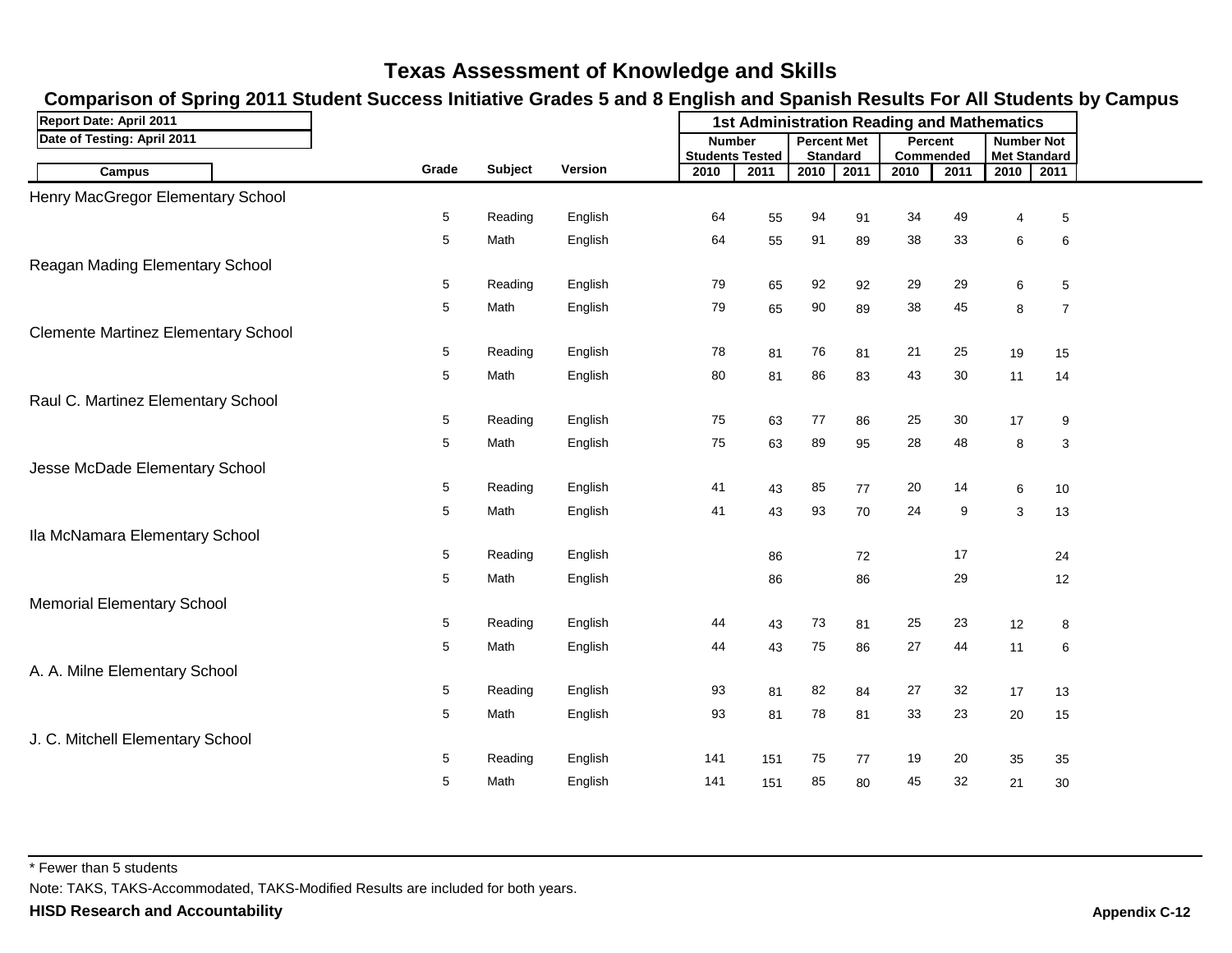# Texas Assessment of Knowledge and Skills

## Comparison of Spring 2011 Student Success Initiative Grades 5 and 8 English and Spanish Results For All Students by Campus

Report Date: April 2011

Date of Testing: April 2011

| Campus | Grade | Subject | Version | Number Students Tested 2010 | Number Students Tested 2011 | Percent Met Standard 2010 | Percent Met Standard 2011 | Percent Commended 2010 | Percent Commended 2011 | Number Not Met Standard 2010 | Number Not Met Standard 2011 |
|---|---|---|---|---|---|---|---|---|---|---|---|
| Henry MacGregor Elementary School | | | | | | | | | | | |
| | 5 | Reading | English | 64 | 55 | 94 | 91 | 34 | 49 | 4 | 5 |
| | 5 | Math | English | 64 | 55 | 91 | 89 | 38 | 33 | 6 | 6 |
| Reagan Mading Elementary School | | | | | | | | | | | |
| | 5 | Reading | English | 79 | 65 | 92 | 92 | 29 | 29 | 6 | 5 |
| | 5 | Math | English | 79 | 65 | 90 | 89 | 38 | 45 | 8 | 7 |
| Clemente Martinez Elementary School | | | | | | | | | | | |
| | 5 | Reading | English | 78 | 81 | 76 | 81 | 21 | 25 | 19 | 15 |
| | 5 | Math | English | 80 | 81 | 86 | 83 | 43 | 30 | 11 | 14 |
| Raul C. Martinez Elementary School | | | | | | | | | | | |
| | 5 | Reading | English | 75 | 63 | 77 | 86 | 25 | 30 | 17 | 9 |
| | 5 | Math | English | 75 | 63 | 89 | 95 | 28 | 48 | 8 | 3 |
| Jesse McDade Elementary School | | | | | | | | | | | |
| | 5 | Reading | English | 41 | 43 | 85 | 77 | 20 | 14 | 6 | 10 |
| | 5 | Math | English | 41 | 43 | 93 | 70 | 24 | 9 | 3 | 13 |
| Ila McNamara Elementary School | | | | | | | | | | | |
| | 5 | Reading | English | | 86 | | 72 | | 17 | | 24 |
| | 5 | Math | English | | 86 | | 86 | | 29 | | 12 |
| Memorial Elementary School | | | | | | | | | | | |
| | 5 | Reading | English | 44 | 43 | 73 | 81 | 25 | 23 | 12 | 8 |
| | 5 | Math | English | 44 | 43 | 75 | 86 | 27 | 44 | 11 | 6 |
| A. A. Milne Elementary School | | | | | | | | | | | |
| | 5 | Reading | English | 93 | 81 | 82 | 84 | 27 | 32 | 17 | 13 |
| | 5 | Math | English | 93 | 81 | 78 | 81 | 33 | 23 | 20 | 15 |
| J. C. Mitchell Elementary School | | | | | | | | | | | |
| | 5 | Reading | English | 141 | 151 | 75 | 77 | 19 | 20 | 35 | 35 |
| | 5 | Math | English | 141 | 151 | 85 | 80 | 45 | 32 | 21 | 30 |

\* Fewer than 5 students

Note: TAKS, TAKS-Accommodated, TAKS-Modified Results are included for both years.

**HISD Research and Accountability**

**Appendix C-12**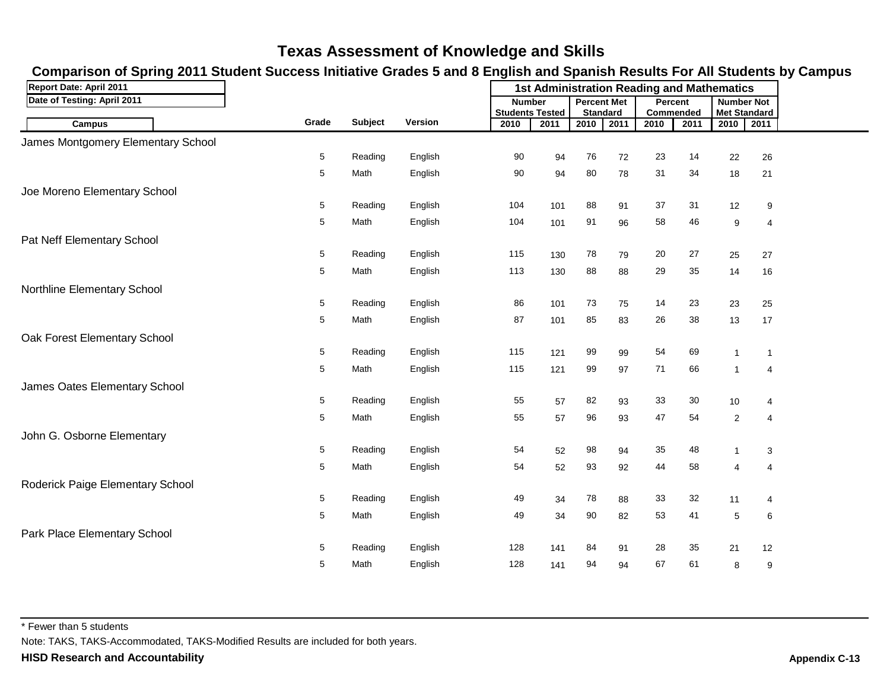# Texas Assessment of Knowledge and Skills

## Comparison of Spring 2011 Student Success Initiative Grades 5 and 8 English and Spanish Results For All Students by Campus

**Report Date: April 2011**

**Date of Testing: April 2011**

| Campus | Grade | Subject | Version | 1st Administration Reading and Mathematics | | | | | | | |
|---|---|---|---|---|---|---|---|---|---|---|---|
| | | | | Number Students Tested | | Percent Met Standard | | Percent Commended | | Number Not Met Standard | |
| | | | | 2010 | 2011 | 2010 | 2011 | 2010 | 2011 | 2010 | 2011 |
| James Montgomery Elementary School | | | | | | | | | | | |
| | 5 | Reading | English | 90 | 94 | 76 | 72 | 23 | 14 | 22 | 26 |
| | 5 | Math | English | 90 | 94 | 80 | 78 | 31 | 34 | 18 | 21 |
| Joe Moreno Elementary School | | | | | | | | | | | |
| | 5 | Reading | English | 104 | 101 | 88 | 91 | 37 | 31 | 12 | 9 |
| | 5 | Math | English | 104 | 101 | 91 | 96 | 58 | 46 | 9 | 4 |
| Pat Neff Elementary School | | | | | | | | | | | |
| | 5 | Reading | English | 115 | 130 | 78 | 79 | 20 | 27 | 25 | 27 |
| | 5 | Math | English | 113 | 130 | 88 | 88 | 29 | 35 | 14 | 16 |
| Northline Elementary School | | | | | | | | | | | |
| | 5 | Reading | English | 86 | 101 | 73 | 75 | 14 | 23 | 23 | 25 |
| | 5 | Math | English | 87 | 101 | 85 | 83 | 26 | 38 | 13 | 17 |
| Oak Forest Elementary School | | | | | | | | | | | |
| | 5 | Reading | English | 115 | 121 | 99 | 99 | 54 | 69 | 1 | 1 |
| | 5 | Math | English | 115 | 121 | 99 | 97 | 71 | 66 | 1 | 4 |
| James Oates Elementary School | | | | | | | | | | | |
| | 5 | Reading | English | 55 | 57 | 82 | 93 | 33 | 30 | 10 | 4 |
| | 5 | Math | English | 55 | 57 | 96 | 93 | 47 | 54 | 2 | 4 |
| John G. Osborne Elementary | | | | | | | | | | | |
| | 5 | Reading | English | 54 | 52 | 98 | 94 | 35 | 48 | 1 | 3 |
| | 5 | Math | English | 54 | 52 | 93 | 92 | 44 | 58 | 4 | 4 |
| Roderick Paige Elementary School | | | | | | | | | | | |
| | 5 | Reading | English | 49 | 34 | 78 | 88 | 33 | 32 | 11 | 4 |
| | 5 | Math | English | 49 | 34 | 90 | 82 | 53 | 41 | 5 | 6 |
| Park Place Elementary School | | | | | | | | | | | |
| | 5 | Reading | English | 128 | 141 | 84 | 91 | 28 | 35 | 21 | 12 |
| | 5 | Math | English | 128 | 141 | 94 | 94 | 67 | 61 | 8 | 9 |

* Fewer than 5 students

Note: TAKS, TAKS-Accommodated, TAKS-Modified Results are included for both years.

**HISD Research and Accountability**

**Appendix C-13**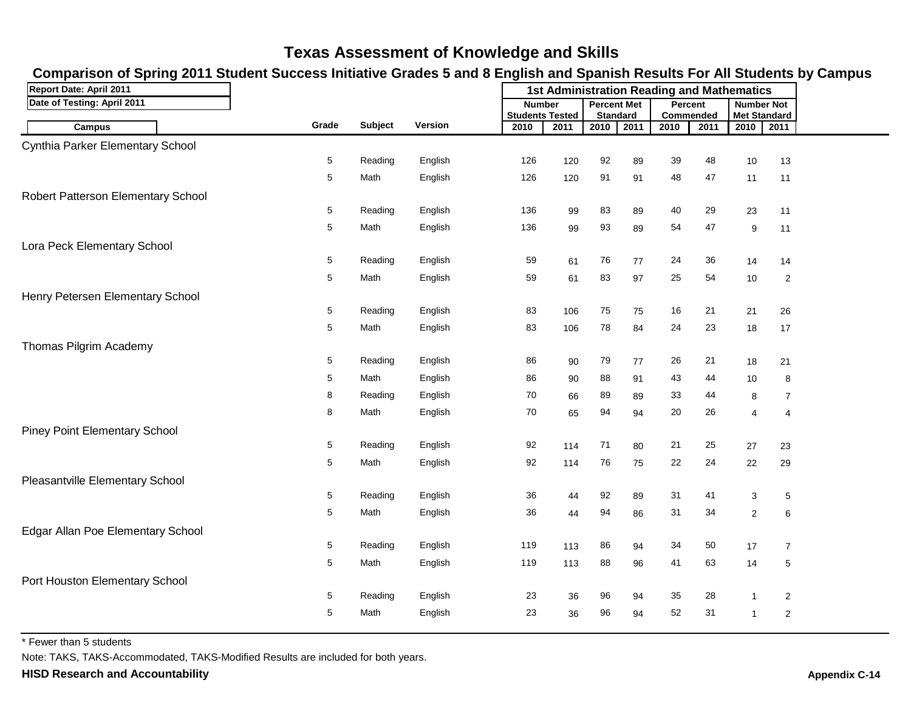# Texas Assessment of Knowledge and Skills

## Comparison of Spring 2011 Student Success Initiative Grades 5 and 8 English and Spanish Results For All Students by Campus

Report Date: April 2011

Date of Testing: April 2011

| Campus | Grade | Subject | Version | Number Students Tested 2010 | Number Students Tested 2011 | Percent Met Standard 2010 | Percent Met Standard 2011 | Percent Commended 2010 | Percent Commended 2011 | Number Not Met Standard 2010 | Number Not Met Standard 2011 |
|---|---|---|---|---|---|---|---|---|---|---|---|
| | | | | **1st Administration Reading and Mathematics** | | | | | | | |
| Cynthia Parker Elementary School | | | | | | | | | | | |
| | 5 | Reading | English | 126 | 120 | 92 | 89 | 39 | 48 | 10 | 13 |
| | 5 | Math | English | 126 | 120 | 91 | 91 | 48 | 47 | 11 | 11 |
| Robert Patterson Elementary School | | | | | | | | | | | |
| | 5 | Reading | English | 136 | 99 | 83 | 89 | 40 | 29 | 23 | 11 |
| | 5 | Math | English | 136 | 99 | 93 | 89 | 54 | 47 | 9 | 11 |
| Lora Peck Elementary School | | | | | | | | | | | |
| | 5 | Reading | English | 59 | 61 | 76 | 77 | 24 | 36 | 14 | 14 |
| | 5 | Math | English | 59 | 61 | 83 | 97 | 25 | 54 | 10 | 2 |
| Henry Petersen Elementary School | | | | | | | | | | | |
| | 5 | Reading | English | 83 | 106 | 75 | 75 | 16 | 21 | 21 | 26 |
| | 5 | Math | English | 83 | 106 | 78 | 84 | 24 | 23 | 18 | 17 |
| Thomas Pilgrim Academy | | | | | | | | | | | |
| | 5 | Reading | English | 86 | 90 | 79 | 77 | 26 | 21 | 18 | 21 |
| | 5 | Math | English | 86 | 90 | 88 | 91 | 43 | 44 | 10 | 8 |
| | 8 | Reading | English | 70 | 66 | 89 | 89 | 33 | 44 | 8 | 7 |
| | 8 | Math | English | 70 | 65 | 94 | 94 | 20 | 26 | 4 | 4 |
| Piney Point Elementary School | | | | | | | | | | | |
| | 5 | Reading | English | 92 | 114 | 71 | 80 | 21 | 25 | 27 | 23 |
| | 5 | Math | English | 92 | 114 | 76 | 75 | 22 | 24 | 22 | 29 |
| Pleasantville Elementary School | | | | | | | | | | | |
| | 5 | Reading | English | 36 | 44 | 92 | 89 | 31 | 41 | 3 | 5 |
| | 5 | Math | English | 36 | 44 | 94 | 86 | 31 | 34 | 2 | 6 |
| Edgar Allan Poe Elementary School | | | | | | | | | | | |
| | 5 | Reading | English | 119 | 113 | 86 | 94 | 34 | 50 | 17 | 7 |
| | 5 | Math | English | 119 | 113 | 88 | 96 | 41 | 63 | 14 | 5 |
| Port Houston Elementary School | | | | | | | | | | | |
| | 5 | Reading | English | 23 | 36 | 96 | 94 | 35 | 28 | 1 | 2 |
| | 5 | Math | English | 23 | 36 | 96 | 94 | 52 | 31 | 1 | 2 |

* Fewer than 5 students

Note: TAKS, TAKS-Accommodated, TAKS-Modified Results are included for both years.

**HISD Research and Accountability**

**Appendix C-14**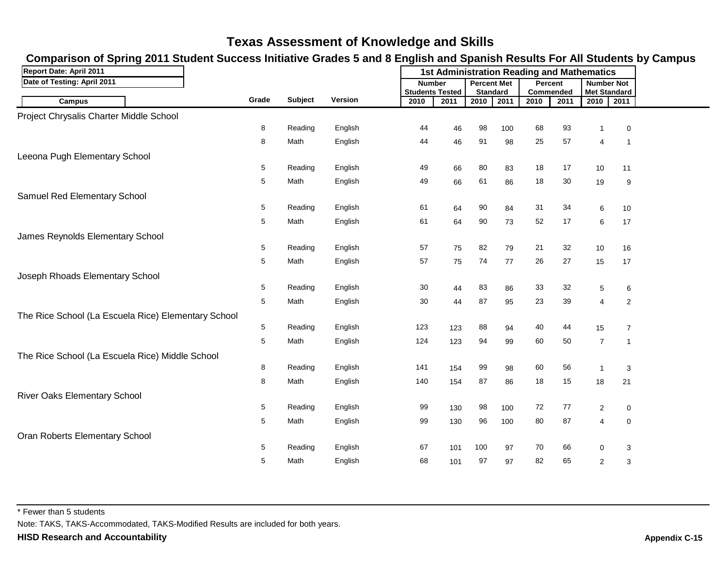# Texas Assessment of Knowledge and Skills

## Comparison of Spring 2011 Student Success Initiative Grades 5 and 8 English and Spanish Results For All Students by Campus

Report Date: April 2011

Date of Testing: April 2011

| Campus | Grade | Subject | Version | 1st Administration Reading and Mathematics | | | | | | | |
|---|---|---|---|---|---|---|---|---|---|---|---|
| | | | | Number Students Tested | | Percent Met Standard | | Percent Commended | | Number Not Met Standard | |
| | | | | 2010 | 2011 | 2010 | 2011 | 2010 | 2011 | 2010 | 2011 |
| Project Chrysalis Charter Middle School | | | | | | | | | | | |
| | 8 | Reading | English | 44 | 46 | 98 | 100 | 68 | 93 | 1 | 0 |
| | 8 | Math | English | 44 | 46 | 91 | 98 | 25 | 57 | 4 | 1 |
| Leeona Pugh Elementary School | | | | | | | | | | | |
| | 5 | Reading | English | 49 | 66 | 80 | 83 | 18 | 17 | 10 | 11 |
| | 5 | Math | English | 49 | 66 | 61 | 86 | 18 | 30 | 19 | 9 |
| Samuel Red Elementary School | | | | | | | | | | | |
| | 5 | Reading | English | 61 | 64 | 90 | 84 | 31 | 34 | 6 | 10 |
| | 5 | Math | English | 61 | 64 | 90 | 73 | 52 | 17 | 6 | 17 |
| James Reynolds Elementary School | | | | | | | | | | | |
| | 5 | Reading | English | 57 | 75 | 82 | 79 | 21 | 32 | 10 | 16 |
| | 5 | Math | English | 57 | 75 | 74 | 77 | 26 | 27 | 15 | 17 |
| Joseph Rhoads Elementary School | | | | | | | | | | | |
| | 5 | Reading | English | 30 | 44 | 83 | 86 | 33 | 32 | 5 | 6 |
| | 5 | Math | English | 30 | 44 | 87 | 95 | 23 | 39 | 4 | 2 |
| The Rice School (La Escuela Rice) Elementary School | | | | | | | | | | | |
| | 5 | Reading | English | 123 | 123 | 88 | 94 | 40 | 44 | 15 | 7 |
| | 5 | Math | English | 124 | 123 | 94 | 99 | 60 | 50 | 7 | 1 |
| The Rice School (La Escuela Rice) Middle School | | | | | | | | | | | |
| | 8 | Reading | English | 141 | 154 | 99 | 98 | 60 | 56 | 1 | 3 |
| | 8 | Math | English | 140 | 154 | 87 | 86 | 18 | 15 | 18 | 21 |
| River Oaks Elementary School | | | | | | | | | | | |
| | 5 | Reading | English | 99 | 130 | 98 | 100 | 72 | 77 | 2 | 0 |
| | 5 | Math | English | 99 | 130 | 96 | 100 | 80 | 87 | 4 | 0 |
| Oran Roberts Elementary School | | | | | | | | | | | |
| | 5 | Reading | English | 67 | 101 | 100 | 97 | 70 | 66 | 0 | 3 |
| | 5 | Math | English | 68 | 101 | 97 | 97 | 82 | 65 | 2 | 3 |

* Fewer than 5 students

Note: TAKS, TAKS-Accommodated, TAKS-Modified Results are included for both years.

**HISD Research and Accountability**

**Appendix C-15**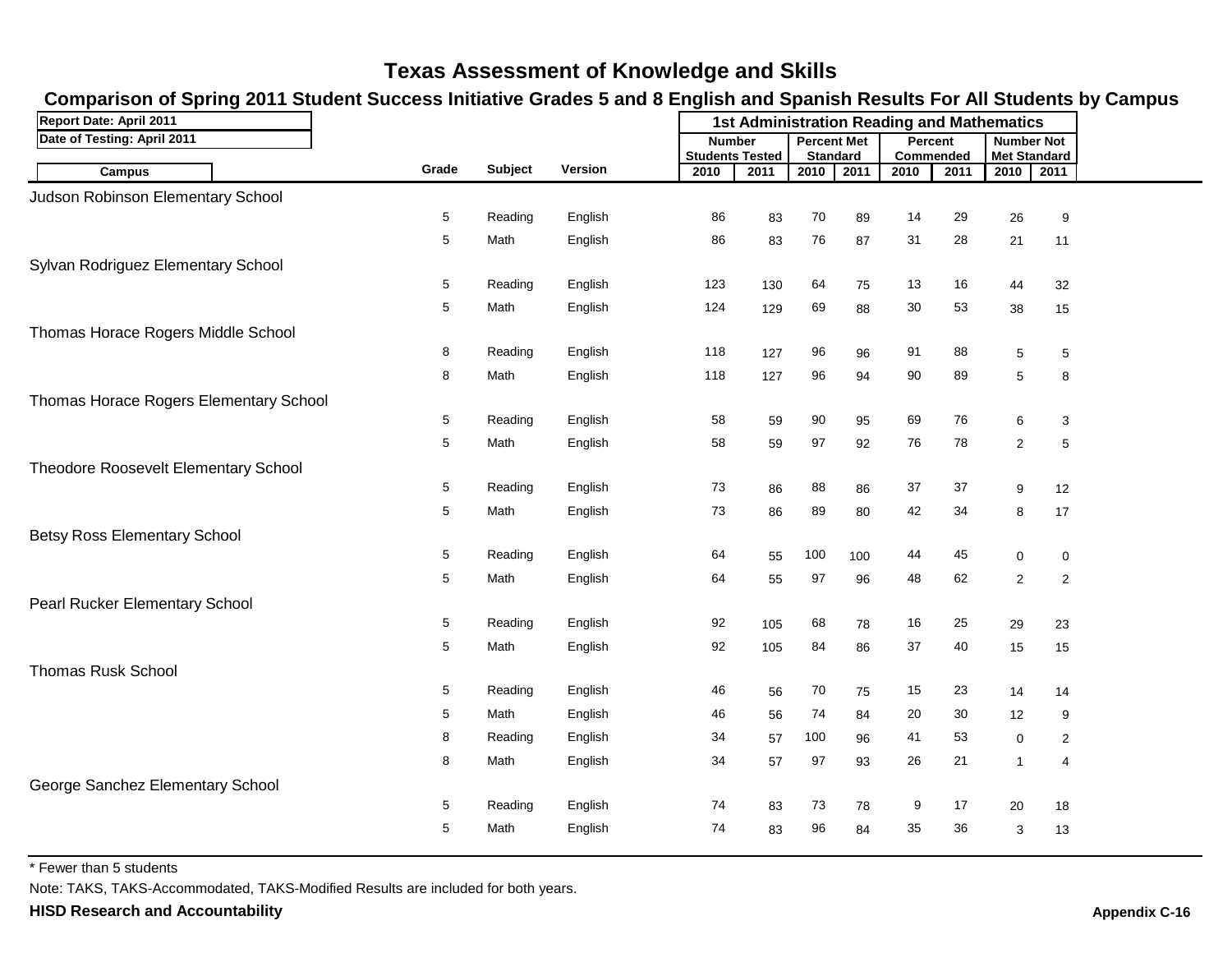# Texas Assessment of Knowledge and Skills

## Comparison of Spring 2011 Student Success Initiative Grades 5 and 8 English and Spanish Results For All Students by Campus

Report Date: April 2011

Date of Testing: April 2011

| Campus | Grade | Subject | Version | Number Students Tested | | Percent Met Standard | | Percent Commended | | Number Not Met Standard | |
|---|---|---|---|---|---|---|---|---|---|---|---|
| | | | | 2010 | 2011 | 2010 | 2011 | 2010 | 2011 | 2010 | 2011 |
| Judson Robinson Elementary School | | | | | | | | | | | |
| | 5 | Reading | English | 86 | 83 | 70 | 89 | 14 | 29 | 26 | 9 |
| | 5 | Math | English | 86 | 83 | 76 | 87 | 31 | 28 | 21 | 11 |
| Sylvan Rodriguez Elementary School | | | | | | | | | | | |
| | 5 | Reading | English | 123 | 130 | 64 | 75 | 13 | 16 | 44 | 32 |
| | 5 | Math | English | 124 | 129 | 69 | 88 | 30 | 53 | 38 | 15 |
| Thomas Horace Rogers Middle School | | | | | | | | | | | |
| | 8 | Reading | English | 118 | 127 | 96 | 96 | 91 | 88 | 5 | 5 |
| | 8 | Math | English | 118 | 127 | 96 | 94 | 90 | 89 | 5 | 8 |
| Thomas Horace Rogers Elementary School | | | | | | | | | | | |
| | 5 | Reading | English | 58 | 59 | 90 | 95 | 69 | 76 | 6 | 3 |
| | 5 | Math | English | 58 | 59 | 97 | 92 | 76 | 78 | 2 | 5 |
| Theodore Roosevelt Elementary School | | | | | | | | | | | |
| | 5 | Reading | English | 73 | 86 | 88 | 86 | 37 | 37 | 9 | 12 |
| | 5 | Math | English | 73 | 86 | 89 | 80 | 42 | 34 | 8 | 17 |
| Betsy Ross Elementary School | | | | | | | | | | | |
| | 5 | Reading | English | 64 | 55 | 100 | 100 | 44 | 45 | 0 | 0 |
| | 5 | Math | English | 64 | 55 | 97 | 96 | 48 | 62 | 2 | 2 |
| Pearl Rucker Elementary School | | | | | | | | | | | |
| | 5 | Reading | English | 92 | 105 | 68 | 78 | 16 | 25 | 29 | 23 |
| | 5 | Math | English | 92 | 105 | 84 | 86 | 37 | 40 | 15 | 15 |
| Thomas Rusk School | | | | | | | | | | | |
| | 5 | Reading | English | 46 | 56 | 70 | 75 | 15 | 23 | 14 | 14 |
| | 5 | Math | English | 46 | 56 | 74 | 84 | 20 | 30 | 12 | 9 |
| | 8 | Reading | English | 34 | 57 | 100 | 96 | 41 | 53 | 0 | 2 |
| | 8 | Math | English | 34 | 57 | 97 | 93 | 26 | 21 | 1 | 4 |
| George Sanchez Elementary School | | | | | | | | | | | |
| | 5 | Reading | English | 74 | 83 | 73 | 78 | 9 | 17 | 20 | 18 |
| | 5 | Math | English | 74 | 83 | 96 | 84 | 35 | 36 | 3 | 13 |

\* Fewer than 5 students

Note: TAKS, TAKS-Accommodated, TAKS-Modified Results are included for both years.

**HISD Research and Accountability**

**Appendix C-16**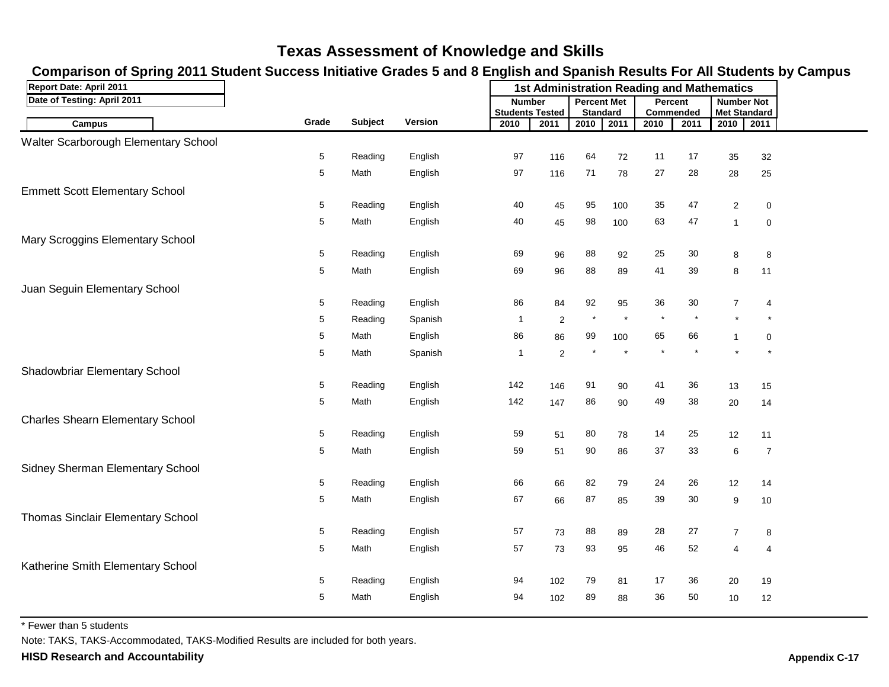# Texas Assessment of Knowledge and Skills

## Comparison of Spring 2011 Student Success Initiative Grades 5 and 8 English and Spanish Results For All Students by Campus

**Report Date: April 2011**

**Date of Testing: April 2011**

| Campus | Grade | Subject | Version | 1st Administration Reading and Mathematics | | | | | | | |
|---|---|---|---|---|---|---|---|---|---|---|---|
| | | | | Number Students Tested | | Percent Met Standard | | Percent Commended | | Number Not Met Standard | |
| | | | | 2010 | 2011 | 2010 | 2011 | 2010 | 2011 | 2010 | 2011 |
| Walter Scarborough Elementary School | | | | | | | | | | | |
| | 5 | Reading | English | 97 | 116 | 64 | 72 | 11 | 17 | 35 | 32 |
| | 5 | Math | English | 97 | 116 | 71 | 78 | 27 | 28 | 28 | 25 |
| Emmett Scott Elementary School | | | | | | | | | | | |
| | 5 | Reading | English | 40 | 45 | 95 | 100 | 35 | 47 | 2 | 0 |
| | 5 | Math | English | 40 | 45 | 98 | 100 | 63 | 47 | 1 | 0 |
| Mary Scroggins Elementary School | | | | | | | | | | | |
| | 5 | Reading | English | 69 | 96 | 88 | 92 | 25 | 30 | 8 | 8 |
| | 5 | Math | English | 69 | 96 | 88 | 89 | 41 | 39 | 8 | 11 |
| Juan Seguin Elementary School | | | | | | | | | | | |
| | 5 | Reading | English | 86 | 84 | 92 | 95 | 36 | 30 | 7 | 4 |
| | 5 | Reading | Spanish | 1 | 2 | * | * | * | * | * | * |
| | 5 | Math | English | 86 | 86 | 99 | 100 | 65 | 66 | 1 | 0 |
| | 5 | Math | Spanish | 1 | 2 | * | * | * | * | * | * |
| Shadowbriar Elementary School | | | | | | | | | | | |
| | 5 | Reading | English | 142 | 146 | 91 | 90 | 41 | 36 | 13 | 15 |
| | 5 | Math | English | 142 | 147 | 86 | 90 | 49 | 38 | 20 | 14 |
| Charles Shearn Elementary School | | | | | | | | | | | |
| | 5 | Reading | English | 59 | 51 | 80 | 78 | 14 | 25 | 12 | 11 |
| | 5 | Math | English | 59 | 51 | 90 | 86 | 37 | 33 | 6 | 7 |
| Sidney Sherman Elementary School | | | | | | | | | | | |
| | 5 | Reading | English | 66 | 66 | 82 | 79 | 24 | 26 | 12 | 14 |
| | 5 | Math | English | 67 | 66 | 87 | 85 | 39 | 30 | 9 | 10 |
| Thomas Sinclair Elementary School | | | | | | | | | | | |
| | 5 | Reading | English | 57 | 73 | 88 | 89 | 28 | 27 | 7 | 8 |
| | 5 | Math | English | 57 | 73 | 93 | 95 | 46 | 52 | 4 | 4 |
| Katherine Smith Elementary School | | | | | | | | | | | |
| | 5 | Reading | English | 94 | 102 | 79 | 81 | 17 | 36 | 20 | 19 |
| | 5 | Math | English | 94 | 102 | 89 | 88 | 36 | 50 | 10 | 12 |

* Fewer than 5 students

Note: TAKS, TAKS-Accommodated, TAKS-Modified Results are included for both years.

**HISD Research and Accountability**

**Appendix C-17**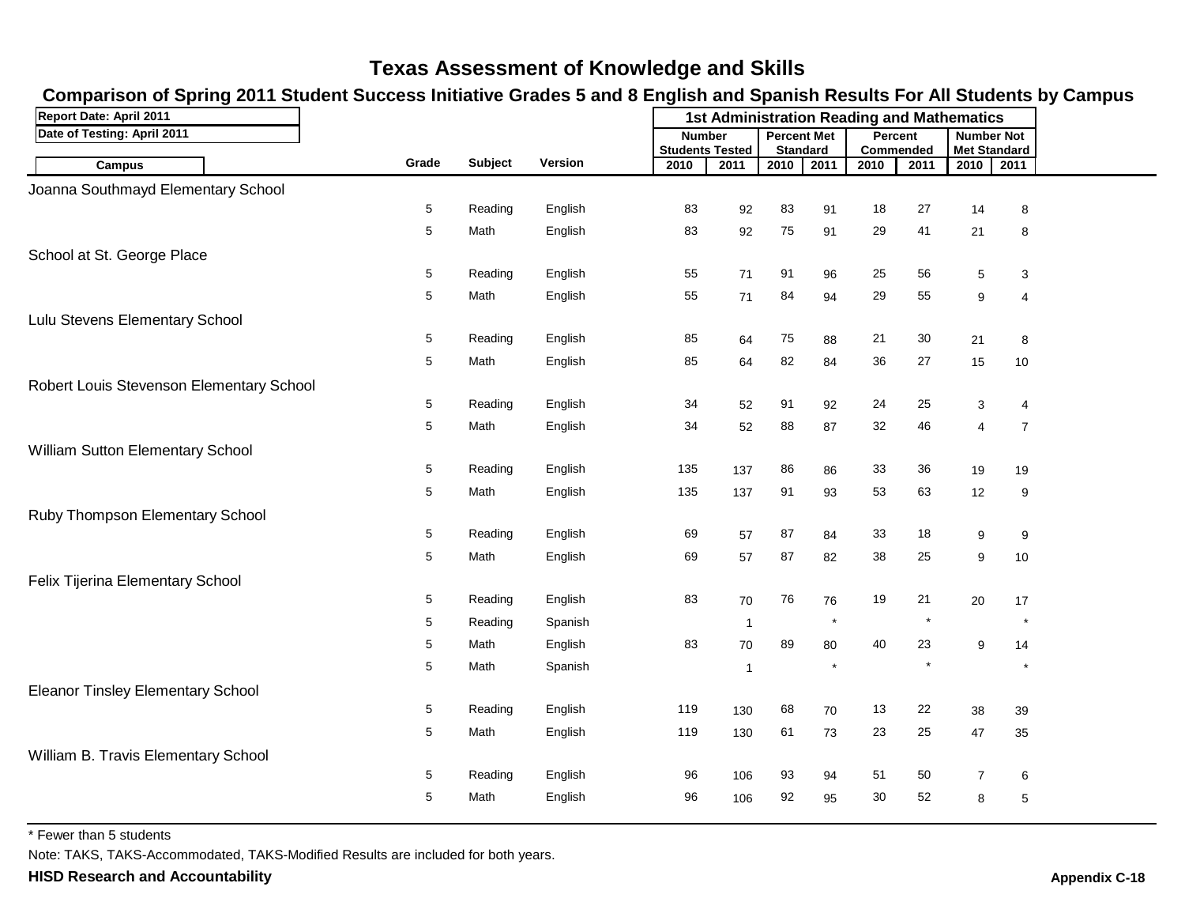# Texas Assessment of Knowledge and Skills

## Comparison of Spring 2011 Student Success Initiative Grades 5 and 8 English and Spanish Results For All Students by Campus

Report Date: April 2011

Date of Testing: April 2011

| Campus | Grade | Subject | Version | Number Students Tested 2010 | Number Students Tested 2011 | Percent Met Standard 2010 | Percent Met Standard 2011 | Percent Commended 2010 | Percent Commended 2011 | Number Not Met Standard 2010 | Number Not Met Standard 2011 |
|---|---|---|---|---|---|---|---|---|---|---|---|
| | | | | 1st Administration Reading and Mathematics | | | | | | | |
| **Joanna Southmayd Elementary School** | | | | | | | | | | | |
| | 5 | Reading | English | 83 | 92 | 83 | 91 | 18 | 27 | 14 | 8 |
| | 5 | Math | English | 83 | 92 | 75 | 91 | 29 | 41 | 21 | 8 |
| **School at St. George Place** | | | | | | | | | | | |
| | 5 | Reading | English | 55 | 71 | 91 | 96 | 25 | 56 | 5 | 3 |
| | 5 | Math | English | 55 | 71 | 84 | 94 | 29 | 55 | 9 | 4 |
| **Lulu Stevens Elementary School** | | | | | | | | | | | |
| | 5 | Reading | English | 85 | 64 | 75 | 88 | 21 | 30 | 21 | 8 |
| | 5 | Math | English | 85 | 64 | 82 | 84 | 36 | 27 | 15 | 10 |
| **Robert Louis Stevenson Elementary School** | | | | | | | | | | | |
| | 5 | Reading | English | 34 | 52 | 91 | 92 | 24 | 25 | 3 | 4 |
| | 5 | Math | English | 34 | 52 | 88 | 87 | 32 | 46 | 4 | 7 |
| **William Sutton Elementary School** | | | | | | | | | | | |
| | 5 | Reading | English | 135 | 137 | 86 | 86 | 33 | 36 | 19 | 19 |
| | 5 | Math | English | 135 | 137 | 91 | 93 | 53 | 63 | 12 | 9 |
| **Ruby Thompson Elementary School** | | | | | | | | | | | |
| | 5 | Reading | English | 69 | 57 | 87 | 84 | 33 | 18 | 9 | 9 |
| | 5 | Math | English | 69 | 57 | 87 | 82 | 38 | 25 | 9 | 10 |
| **Felix Tijerina Elementary School** | | | | | | | | | | | |
| | 5 | Reading | English | 83 | 70 | 76 | 76 | 19 | 21 | 20 | 17 |
| | 5 | Reading | Spanish | | 1 | | * | | * | | * |
| | 5 | Math | English | 83 | 70 | 89 | 80 | 40 | 23 | 9 | 14 |
| | 5 | Math | Spanish | | 1 | | * | | * | | * |
| **Eleanor Tinsley Elementary School** | | | | | | | | | | | |
| | 5 | Reading | English | 119 | 130 | 68 | 70 | 13 | 22 | 38 | 39 |
| | 5 | Math | English | 119 | 130 | 61 | 73 | 23 | 25 | 47 | 35 |
| **William B. Travis Elementary School** | | | | | | | | | | | |
| | 5 | Reading | English | 96 | 106 | 93 | 94 | 51 | 50 | 7 | 6 |
| | 5 | Math | English | 96 | 106 | 92 | 95 | 30 | 52 | 8 | 5 |

* Fewer than 5 students

Note: TAKS, TAKS-Accommodated, TAKS-Modified Results are included for both years.

**HISD Research and Accountability**

**Appendix C-18**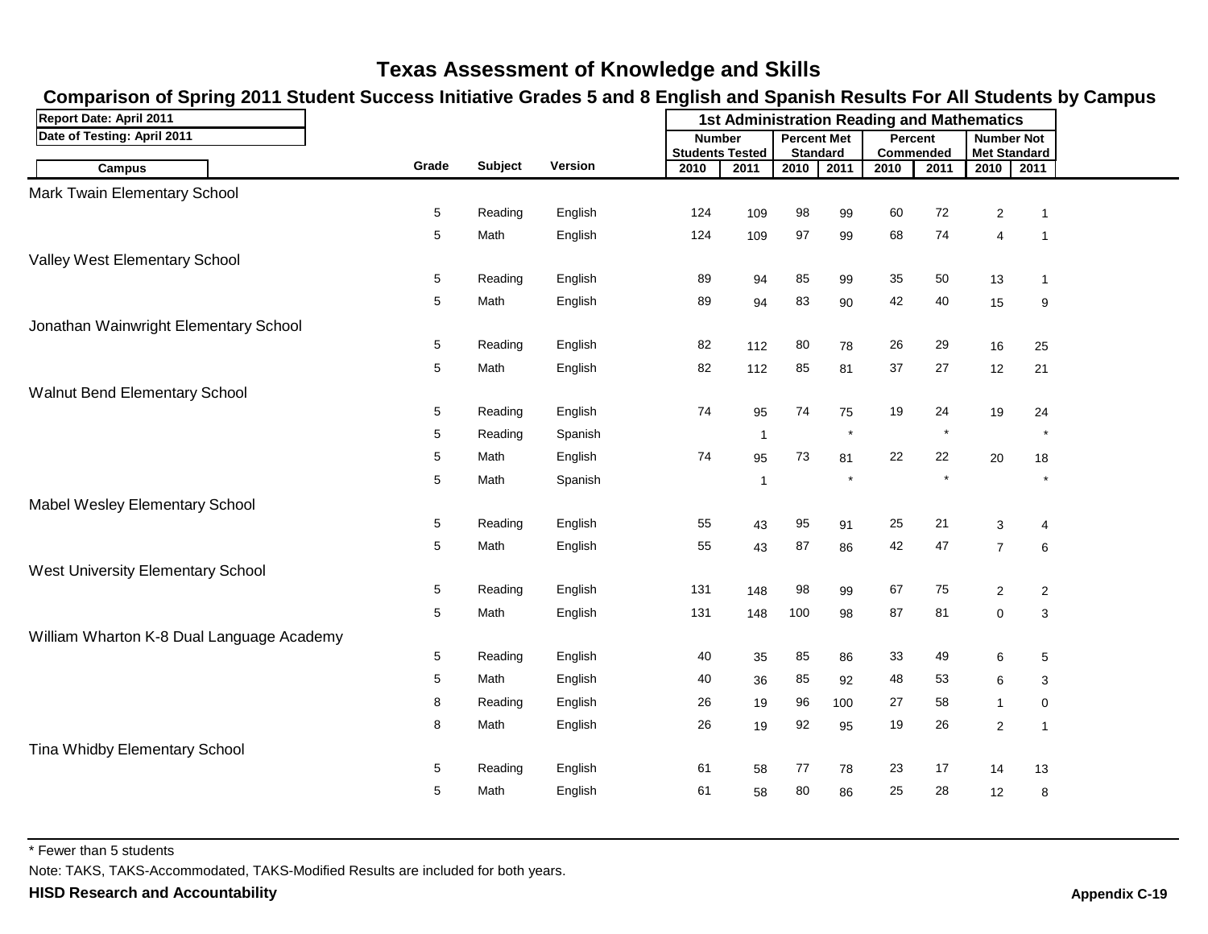# Texas Assessment of Knowledge and Skills

## Comparison of Spring 2011 Student Success Initiative Grades 5 and 8 English and Spanish Results For All Students by Campus

Report Date: April 2011

Date of Testing: April 2011

1st Administration Reading and Mathematics

| Campus | Grade | Subject | Version | Number Students Tested 2010 | Number Students Tested 2011 | Percent Met Standard 2010 | Percent Met Standard 2011 | Percent Commended 2010 | Percent Commended 2011 | Number Not Met Standard 2010 | Number Not Met Standard 2011 |
|---|---|---|---|---|---|---|---|---|---|---|---|
| Mark Twain Elementary School | | | | | | | | | | | |
| | 5 | Reading | English | 124 | 109 | 98 | 99 | 60 | 72 | 2 | 1 |
| | 5 | Math | English | 124 | 109 | 97 | 99 | 68 | 74 | 4 | 1 |
| Valley West Elementary School | | | | | | | | | | | |
| | 5 | Reading | English | 89 | 94 | 85 | 99 | 35 | 50 | 13 | 1 |
| | 5 | Math | English | 89 | 94 | 83 | 90 | 42 | 40 | 15 | 9 |
| Jonathan Wainwright Elementary School | | | | | | | | | | | |
| | 5 | Reading | English | 82 | 112 | 80 | 78 | 26 | 29 | 16 | 25 |
| | 5 | Math | English | 82 | 112 | 85 | 81 | 37 | 27 | 12 | 21 |
| Walnut Bend Elementary School | | | | | | | | | | | |
| | 5 | Reading | English | 74 | 95 | 74 | 75 | 19 | 24 | 19 | 24 |
| | 5 | Reading | Spanish | | 1 | | * | | * | | * |
| | 5 | Math | English | 74 | 95 | 73 | 81 | 22 | 22 | 20 | 18 |
| | 5 | Math | Spanish | | 1 | | * | | * | | * |
| Mabel Wesley Elementary School | | | | | | | | | | | |
| | 5 | Reading | English | 55 | 43 | 95 | 91 | 25 | 21 | 3 | 4 |
| | 5 | Math | English | 55 | 43 | 87 | 86 | 42 | 47 | 7 | 6 |
| West University Elementary School | | | | | | | | | | | |
| | 5 | Reading | English | 131 | 148 | 98 | 99 | 67 | 75 | 2 | 2 |
| | 5 | Math | English | 131 | 148 | 100 | 98 | 87 | 81 | 0 | 3 |
| William Wharton K-8 Dual Language Academy | | | | | | | | | | | |
| | 5 | Reading | English | 40 | 35 | 85 | 86 | 33 | 49 | 6 | 5 |
| | 5 | Math | English | 40 | 36 | 85 | 92 | 48 | 53 | 6 | 3 |
| | 8 | Reading | English | 26 | 19 | 96 | 100 | 27 | 58 | 1 | 0 |
| | 8 | Math | English | 26 | 19 | 92 | 95 | 19 | 26 | 2 | 1 |
| Tina Whidby Elementary School | | | | | | | | | | | |
| | 5 | Reading | English | 61 | 58 | 77 | 78 | 23 | 17 | 14 | 13 |
| | 5 | Math | English | 61 | 58 | 80 | 86 | 25 | 28 | 12 | 8 |

* Fewer than 5 students

Note: TAKS, TAKS-Accommodated, TAKS-Modified Results are included for both years.

**HISD Research and Accountability**

**Appendix C-19**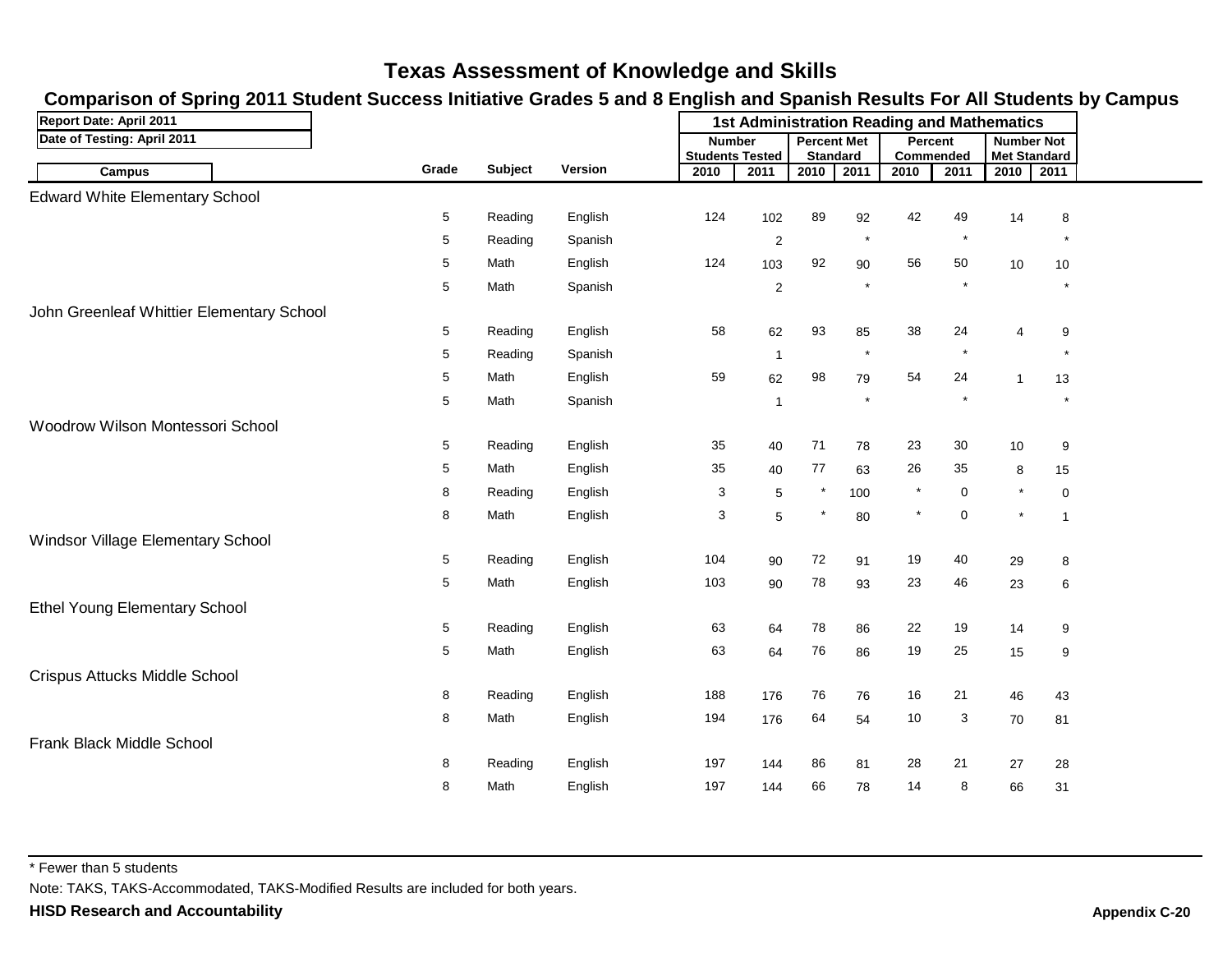# Texas Assessment of Knowledge and Skills

## Comparison of Spring 2011 Student Success Initiative Grades 5 and 8 English and Spanish Results For All Students by Campus

Report Date: April 2011

Date of Testing: April 2011

| Campus | Grade | Subject | Version | 1st Administration Reading and Mathematics | | | | | | | |
|---|---|---|---|---|---|---|---|---|---|---|---|
| | | | | Number Students Tested | | Percent Met Standard | | Percent Commended | | Number Not Met Standard | |
| | | | | 2010 | 2011 | 2010 | 2011 | 2010 | 2011 | 2010 | 2011 |
| **Edward White Elementary School** | | | | | | | | | | | |
| | 5 | Reading | English | 124 | 102 | 89 | 92 | 42 | 49 | 14 | 8 |
| | 5 | Reading | Spanish | | 2 | | * | | * | | * |
| | 5 | Math | English | 124 | 103 | 92 | 90 | 56 | 50 | 10 | 10 |
| | 5 | Math | Spanish | | 2 | | * | | * | | * |
| **John Greenleaf Whittier Elementary School** | | | | | | | | | | | |
| | 5 | Reading | English | 58 | 62 | 93 | 85 | 38 | 24 | 4 | 9 |
| | 5 | Reading | Spanish | | 1 | | * | | * | | * |
| | 5 | Math | English | 59 | 62 | 98 | 79 | 54 | 24 | 1 | 13 |
| | 5 | Math | Spanish | | 1 | | * | | * | | * |
| **Woodrow Wilson Montessori School** | | | | | | | | | | | |
| | 5 | Reading | English | 35 | 40 | 71 | 78 | 23 | 30 | 10 | 9 |
| | 5 | Math | English | 35 | 40 | 77 | 63 | 26 | 35 | 8 | 15 |
| | 8 | Reading | English | 3 | 5 | * | 100 | * | 0 | * | 0 |
| | 8 | Math | English | 3 | 5 | * | 80 | * | 0 | * | 1 |
| **Windsor Village Elementary School** | | | | | | | | | | | |
| | 5 | Reading | English | 104 | 90 | 72 | 91 | 19 | 40 | 29 | 8 |
| | 5 | Math | English | 103 | 90 | 78 | 93 | 23 | 46 | 23 | 6 |
| **Ethel Young Elementary School** | | | | | | | | | | | |
| | 5 | Reading | English | 63 | 64 | 78 | 86 | 22 | 19 | 14 | 9 |
| | 5 | Math | English | 63 | 64 | 76 | 86 | 19 | 25 | 15 | 9 |
| **Crispus Attucks Middle School** | | | | | | | | | | | |
| | 8 | Reading | English | 188 | 176 | 76 | 76 | 16 | 21 | 46 | 43 |
| | 8 | Math | English | 194 | 176 | 64 | 54 | 10 | 3 | 70 | 81 |
| **Frank Black Middle School** | | | | | | | | | | | |
| | 8 | Reading | English | 197 | 144 | 86 | 81 | 28 | 21 | 27 | 28 |
| | 8 | Math | English | 197 | 144 | 66 | 78 | 14 | 8 | 66 | 31 |

* Fewer than 5 students

Note: TAKS, TAKS-Accommodated, TAKS-Modified Results are included for both years.

**HISD Research and Accountability**

**Appendix C-20**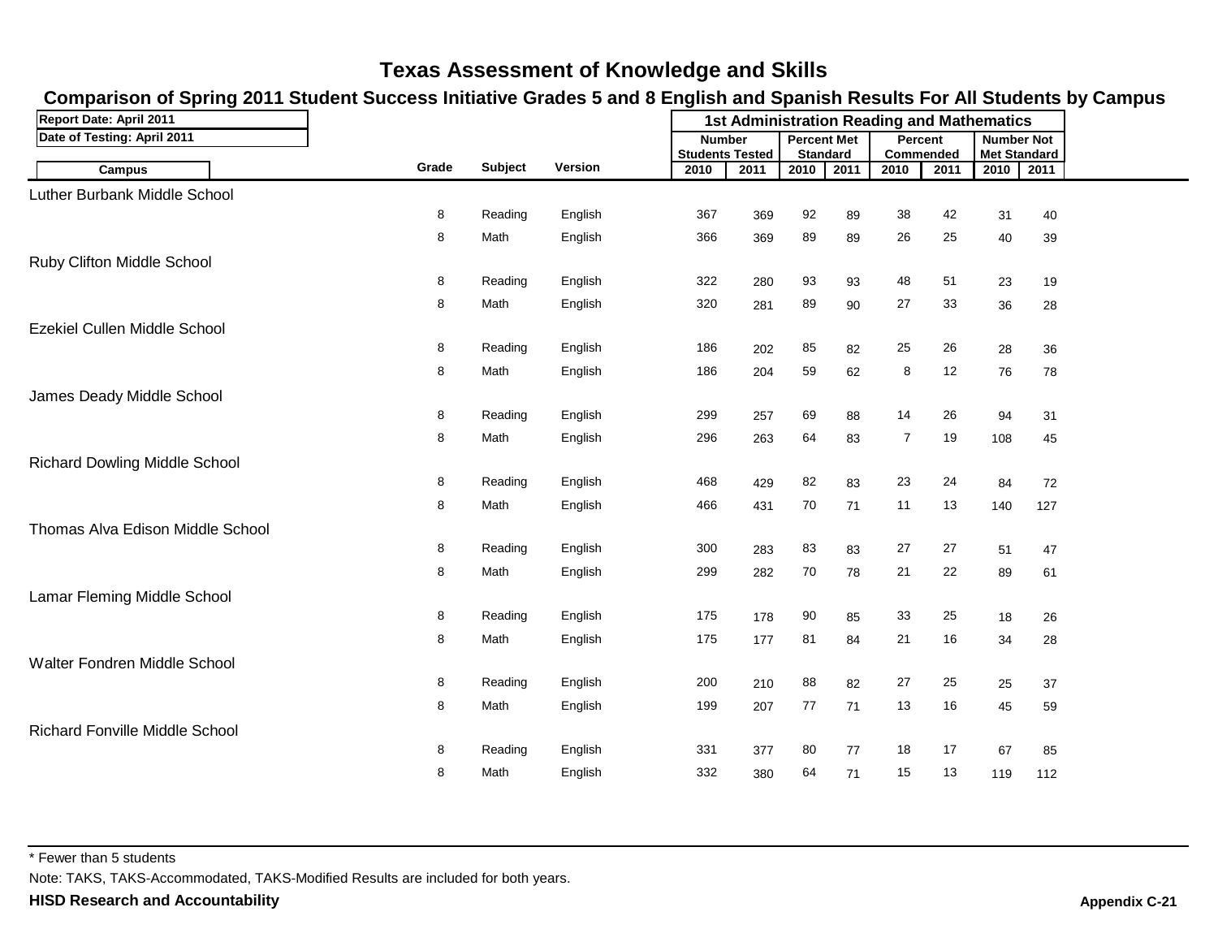# Texas Assessment of Knowledge and Skills

## Comparison of Spring 2011 Student Success Initiative Grades 5 and 8 English and Spanish Results For All Students by Campus

Report Date: April 2011

Date of Testing: April 2011

| Campus | Grade | Subject | Version | Number Students Tested 2010 | Number Students Tested 2011 | Percent Met Standard 2010 | Percent Met Standard 2011 | Percent Commended 2010 | Percent Commended 2011 | Number Not Met Standard 2010 | Number Not Met Standard 2011 |
|---|---|---|---|---|---|---|---|---|---|---|---|
| **1st Administration Reading and Mathematics** | | | | | | | | | | | |
| Luther Burbank Middle School | | | | | | | | | | | |
| | 8 | Reading | English | 367 | 369 | 92 | 89 | 38 | 42 | 31 | 40 |
| | 8 | Math | English | 366 | 369 | 89 | 89 | 26 | 25 | 40 | 39 |
| Ruby Clifton Middle School | | | | | | | | | | | |
| | 8 | Reading | English | 322 | 280 | 93 | 93 | 48 | 51 | 23 | 19 |
| | 8 | Math | English | 320 | 281 | 89 | 90 | 27 | 33 | 36 | 28 |
| Ezekiel Cullen Middle School | | | | | | | | | | | |
| | 8 | Reading | English | 186 | 202 | 85 | 82 | 25 | 26 | 28 | 36 |
| | 8 | Math | English | 186 | 204 | 59 | 62 | 8 | 12 | 76 | 78 |
| James Deady Middle School | | | | | | | | | | | |
| | 8 | Reading | English | 299 | 257 | 69 | 88 | 14 | 26 | 94 | 31 |
| | 8 | Math | English | 296 | 263 | 64 | 83 | 7 | 19 | 108 | 45 |
| Richard Dowling Middle School | | | | | | | | | | | |
| | 8 | Reading | English | 468 | 429 | 82 | 83 | 23 | 24 | 84 | 72 |
| | 8 | Math | English | 466 | 431 | 70 | 71 | 11 | 13 | 140 | 127 |
| Thomas Alva Edison Middle School | | | | | | | | | | | |
| | 8 | Reading | English | 300 | 283 | 83 | 83 | 27 | 27 | 51 | 47 |
| | 8 | Math | English | 299 | 282 | 70 | 78 | 21 | 22 | 89 | 61 |
| Lamar Fleming Middle School | | | | | | | | | | | |
| | 8 | Reading | English | 175 | 178 | 90 | 85 | 33 | 25 | 18 | 26 |
| | 8 | Math | English | 175 | 177 | 81 | 84 | 21 | 16 | 34 | 28 |
| Walter Fondren Middle School | | | | | | | | | | | |
| | 8 | Reading | English | 200 | 210 | 88 | 82 | 27 | 25 | 25 | 37 |
| | 8 | Math | English | 199 | 207 | 77 | 71 | 13 | 16 | 45 | 59 |
| Richard Fonville Middle School | | | | | | | | | | | |
| | 8 | Reading | English | 331 | 377 | 80 | 77 | 18 | 17 | 67 | 85 |
| | 8 | Math | English | 332 | 380 | 64 | 71 | 15 | 13 | 119 | 112 |

* Fewer than 5 students

Note: TAKS, TAKS-Accommodated, TAKS-Modified Results are included for both years.

**HISD Research and Accountability**

**Appendix C-21**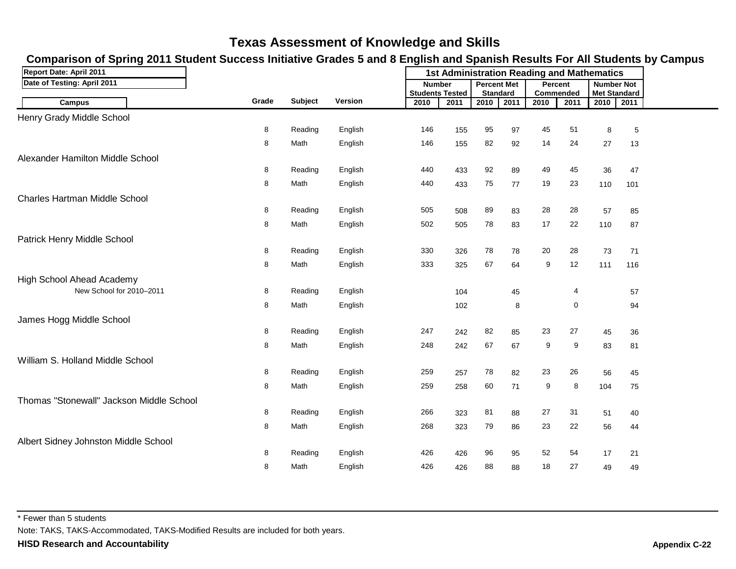# Texas Assessment of Knowledge and Skills

## Comparison of Spring 2011 Student Success Initiative Grades 5 and 8 English and Spanish Results For All Students by Campus

Report Date: April 2011

Date of Testing: April 2011

| Campus | Grade | Subject | Version | Number Students Tested 2010 | Number Students Tested 2011 | Percent Met Standard 2010 | Percent Met Standard 2011 | Percent Commended 2010 | Percent Commended 2011 | Number Not Met Standard 2010 | Number Not Met Standard 2011 |
|---|---|---|---|---|---|---|---|---|---|---|---|
| **Henry Grady Middle School** | | | | | | | | | | | |
| | 8 | Reading | English | 146 | 155 | 95 | 97 | 45 | 51 | 8 | 5 |
| | 8 | Math | English | 146 | 155 | 82 | 92 | 14 | 24 | 27 | 13 |
| **Alexander Hamilton Middle School** | | | | | | | | | | | |
| | 8 | Reading | English | 440 | 433 | 92 | 89 | 49 | 45 | 36 | 47 |
| | 8 | Math | English | 440 | 433 | 75 | 77 | 19 | 23 | 110 | 101 |
| **Charles Hartman Middle School** | | | | | | | | | | | |
| | 8 | Reading | English | 505 | 508 | 89 | 83 | 28 | 28 | 57 | 85 |
| | 8 | Math | English | 502 | 505 | 78 | 83 | 17 | 22 | 110 | 87 |
| **Patrick Henry Middle School** | | | | | | | | | | | |
| | 8 | Reading | English | 330 | 326 | 78 | 78 | 20 | 28 | 73 | 71 |
| | 8 | Math | English | 333 | 325 | 67 | 64 | 9 | 12 | 111 | 116 |
| **High School Ahead Academy** | | | | | | | | | | | |
| New School for 2010–2011 | 8 | Reading | English | | 104 | | 45 | | 4 | | 57 |
| | 8 | Math | English | | 102 | | 8 | | 0 | | 94 |
| **James Hogg Middle School** | | | | | | | | | | | |
| | 8 | Reading | English | 247 | 242 | 82 | 85 | 23 | 27 | 45 | 36 |
| | 8 | Math | English | 248 | 242 | 67 | 67 | 9 | 9 | 83 | 81 |
| **William S. Holland Middle School** | | | | | | | | | | | |
| | 8 | Reading | English | 259 | 257 | 78 | 82 | 23 | 26 | 56 | 45 |
| | 8 | Math | English | 259 | 258 | 60 | 71 | 9 | 8 | 104 | 75 |
| **Thomas "Stonewall" Jackson Middle School** | | | | | | | | | | | |
| | 8 | Reading | English | 266 | 323 | 81 | 88 | 27 | 31 | 51 | 40 |
| | 8 | Math | English | 268 | 323 | 79 | 86 | 23 | 22 | 56 | 44 |
| **Albert Sidney Johnston Middle School** | | | | | | | | | | | |
| | 8 | Reading | English | 426 | 426 | 96 | 95 | 52 | 54 | 17 | 21 |
| | 8 | Math | English | 426 | 426 | 88 | 88 | 18 | 27 | 49 | 49 |

\* Fewer than 5 students

Note: TAKS, TAKS-Accommodated, TAKS-Modified Results are included for both years.

**HISD Research and Accountability**

**Appendix C-22**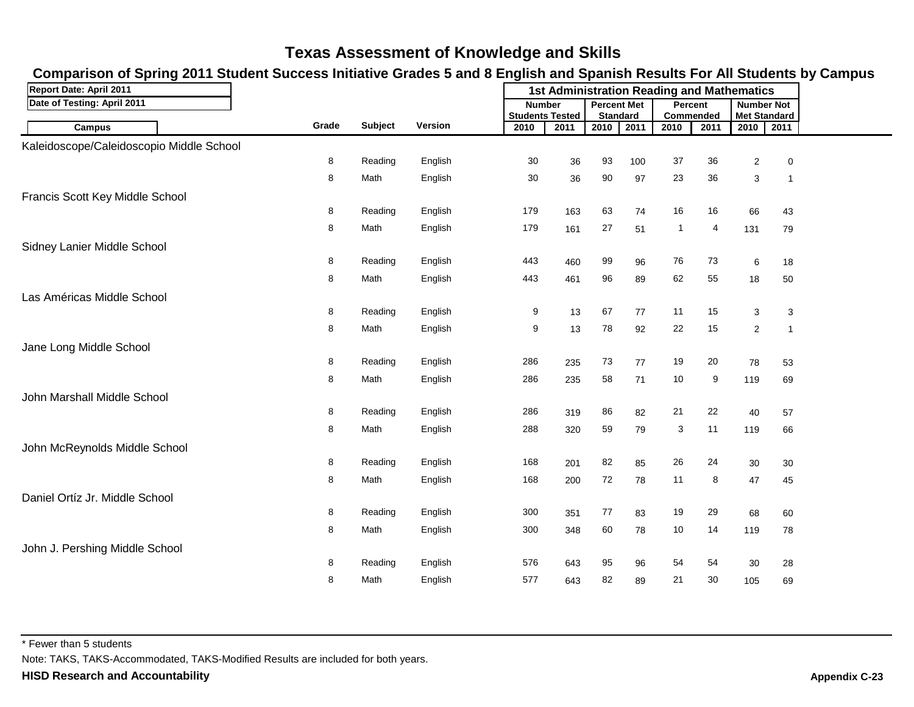# Texas Assessment of Knowledge and Skills

## Comparison of Spring 2011 Student Success Initiative Grades 5 and 8 English and Spanish Results For All Students by Campus

**Report Date: April 2011**
**Date of Testing: April 2011**

| Campus | Grade | Subject | Version | 1st Administration Reading and Mathematics | | | | | | | |
|---|---|---|---|---|---|---|---|---|---|---|---|
| | | | | Number Students Tested | | Percent Met Standard | | Percent Commended | | Number Not Met Standard | |
| | | | | 2010 | 2011 | 2010 | 2011 | 2010 | 2011 | 2010 | 2011 |
| Kaleidoscope/Caleidoscopio Middle School | | | | | | | | | | | |
| | 8 | Reading | English | 30 | 36 | 93 | 100 | 37 | 36 | 2 | 0 |
| | 8 | Math | English | 30 | 36 | 90 | 97 | 23 | 36 | 3 | 1 |
| Francis Scott Key Middle School | | | | | | | | | | | |
| | 8 | Reading | English | 179 | 163 | 63 | 74 | 16 | 16 | 66 | 43 |
| | 8 | Math | English | 179 | 161 | 27 | 51 | 1 | 4 | 131 | 79 |
| Sidney Lanier Middle School | | | | | | | | | | | |
| | 8 | Reading | English | 443 | 460 | 99 | 96 | 76 | 73 | 6 | 18 |
| | 8 | Math | English | 443 | 461 | 96 | 89 | 62 | 55 | 18 | 50 |
| Las Américas Middle School | | | | | | | | | | | |
| | 8 | Reading | English | 9 | 13 | 67 | 77 | 11 | 15 | 3 | 3 |
| | 8 | Math | English | 9 | 13 | 78 | 92 | 22 | 15 | 2 | 1 |
| Jane Long Middle School | | | | | | | | | | | |
| | 8 | Reading | English | 286 | 235 | 73 | 77 | 19 | 20 | 78 | 53 |
| | 8 | Math | English | 286 | 235 | 58 | 71 | 10 | 9 | 119 | 69 |
| John Marshall Middle School | | | | | | | | | | | |
| | 8 | Reading | English | 286 | 319 | 86 | 82 | 21 | 22 | 40 | 57 |
| | 8 | Math | English | 288 | 320 | 59 | 79 | 3 | 11 | 119 | 66 |
| John McReynolds Middle School | | | | | | | | | | | |
| | 8 | Reading | English | 168 | 201 | 82 | 85 | 26 | 24 | 30 | 30 |
| | 8 | Math | English | 168 | 200 | 72 | 78 | 11 | 8 | 47 | 45 |
| Daniel Ortíz Jr. Middle School | | | | | | | | | | | |
| | 8 | Reading | English | 300 | 351 | 77 | 83 | 19 | 29 | 68 | 60 |
| | 8 | Math | English | 300 | 348 | 60 | 78 | 10 | 14 | 119 | 78 |
| John J. Pershing Middle School | | | | | | | | | | | |
| | 8 | Reading | English | 576 | 643 | 95 | 96 | 54 | 54 | 30 | 28 |
| | 8 | Math | English | 577 | 643 | 82 | 89 | 21 | 30 | 105 | 69 |

\* Fewer than 5 students

Note: TAKS, TAKS-Accommodated, TAKS-Modified Results are included for both years.

**HISD Research and Accountability**

**Appendix C-23**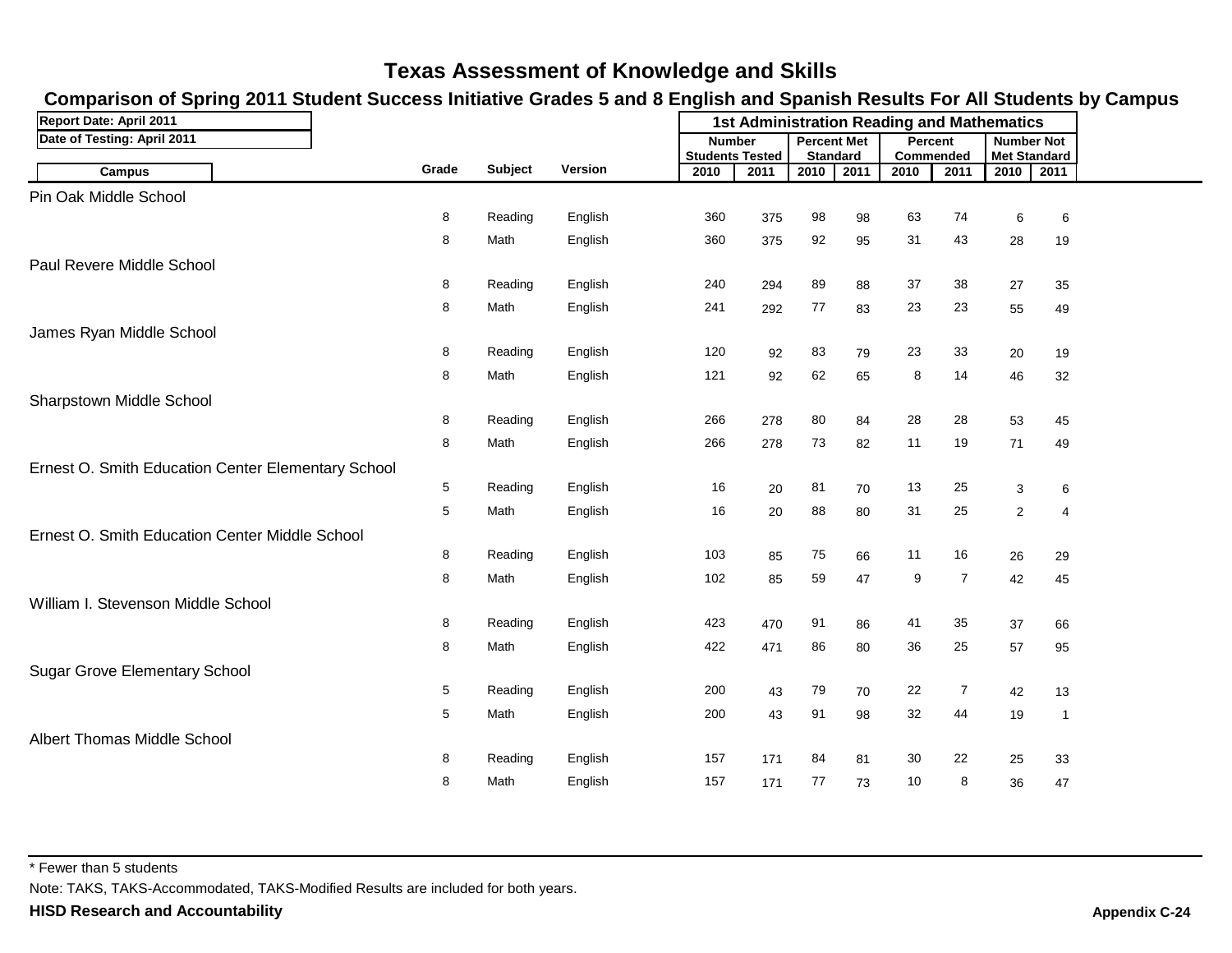# Texas Assessment of Knowledge and Skills

## Comparison of Spring 2011 Student Success Initiative Grades 5 and 8 English and Spanish Results For All Students by Campus

Report Date: April 2011

Date of Testing: April 2011

| Campus | Grade | Subject | Version | 1st Administration Reading and Mathematics | | | | | | | |
|---|---|---|---|---|---|---|---|---|---|---|---|
| | | | | Number Students Tested | | Percent Met Standard | | Percent Commended | | Number Not Met Standard | |
| | | | | 2010 | 2011 | 2010 | 2011 | 2010 | 2011 | 2010 | 2011 |
| Pin Oak Middle School | | | | | | | | | | | |
| | 8 | Reading | English | 360 | 375 | 98 | 98 | 63 | 74 | 6 | 6 |
| | 8 | Math | English | 360 | 375 | 92 | 95 | 31 | 43 | 28 | 19 |
| Paul Revere Middle School | | | | | | | | | | | |
| | 8 | Reading | English | 240 | 294 | 89 | 88 | 37 | 38 | 27 | 35 |
| | 8 | Math | English | 241 | 292 | 77 | 83 | 23 | 23 | 55 | 49 |
| James Ryan Middle School | | | | | | | | | | | |
| | 8 | Reading | English | 120 | 92 | 83 | 79 | 23 | 33 | 20 | 19 |
| | 8 | Math | English | 121 | 92 | 62 | 65 | 8 | 14 | 46 | 32 |
| Sharpstown Middle School | | | | | | | | | | | |
| | 8 | Reading | English | 266 | 278 | 80 | 84 | 28 | 28 | 53 | 45 |
| | 8 | Math | English | 266 | 278 | 73 | 82 | 11 | 19 | 71 | 49 |
| Ernest O. Smith Education Center Elementary School | | | | | | | | | | | |
| | 5 | Reading | English | 16 | 20 | 81 | 70 | 13 | 25 | 3 | 6 |
| | 5 | Math | English | 16 | 20 | 88 | 80 | 31 | 25 | 2 | 4 |
| Ernest O. Smith Education Center Middle School | | | | | | | | | | | |
| | 8 | Reading | English | 103 | 85 | 75 | 66 | 11 | 16 | 26 | 29 |
| | 8 | Math | English | 102 | 85 | 59 | 47 | 9 | 7 | 42 | 45 |
| William I. Stevenson Middle School | | | | | | | | | | | |
| | 8 | Reading | English | 423 | 470 | 91 | 86 | 41 | 35 | 37 | 66 |
| | 8 | Math | English | 422 | 471 | 86 | 80 | 36 | 25 | 57 | 95 |
| Sugar Grove Elementary School | | | | | | | | | | | |
| | 5 | Reading | English | 200 | 43 | 79 | 70 | 22 | 7 | 42 | 13 |
| | 5 | Math | English | 200 | 43 | 91 | 98 | 32 | 44 | 19 | 1 |
| Albert Thomas Middle School | | | | | | | | | | | |
| | 8 | Reading | English | 157 | 171 | 84 | 81 | 30 | 22 | 25 | 33 |
| | 8 | Math | English | 157 | 171 | 77 | 73 | 10 | 8 | 36 | 47 |

* Fewer than 5 students

Note: TAKS, TAKS-Accommodated, TAKS-Modified Results are included for both years.

**HISD Research and Accountability**

**Appendix C-24**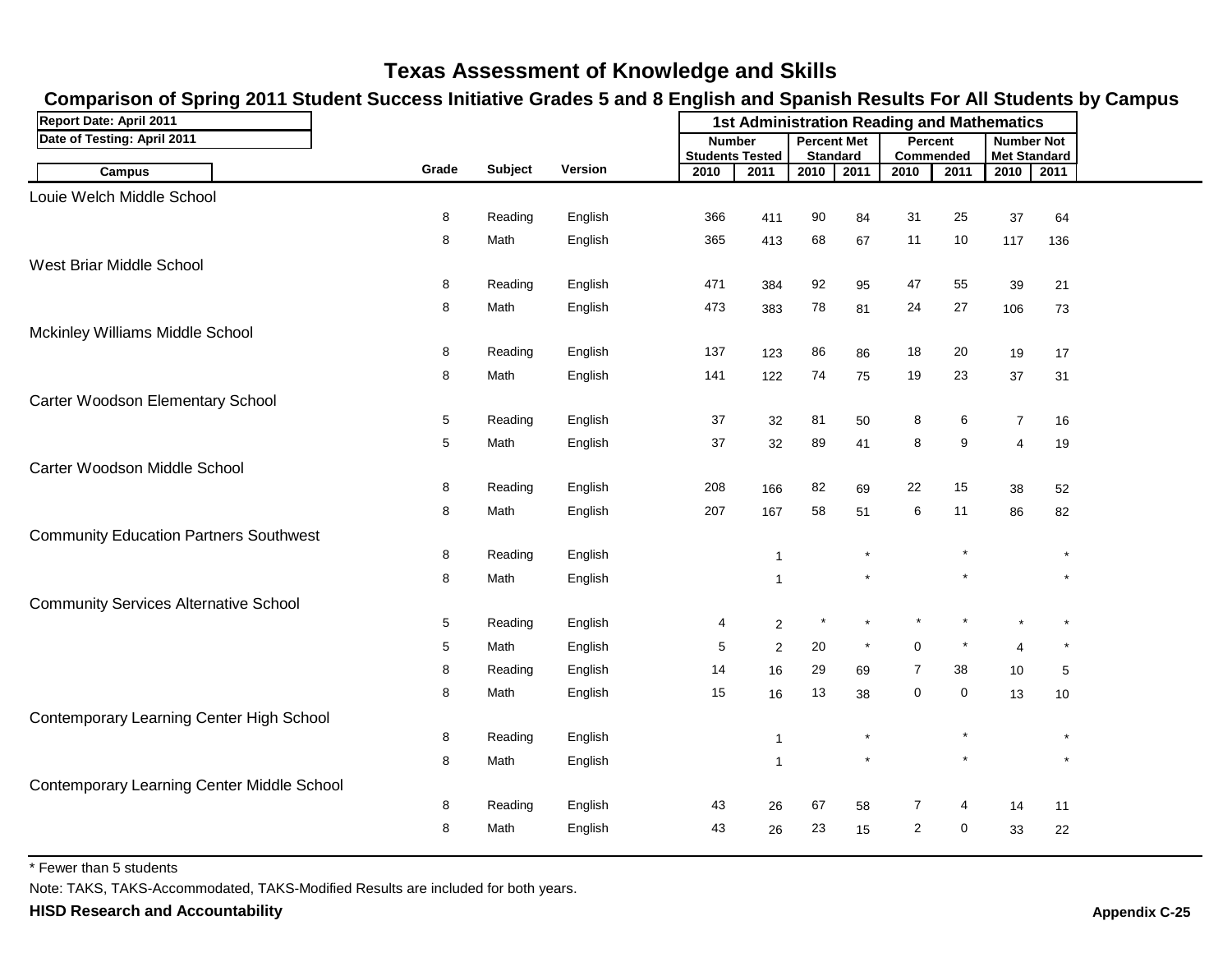# Texas Assessment of Knowledge and Skills

## Comparison of Spring 2011 Student Success Initiative Grades 5 and 8 English and Spanish Results For All Students by Campus

Report Date: April 2011
Date of Testing: April 2011

| Campus | Grade | Subject | Version | 1st Administration Reading and Mathematics | | | | | | | |
|---|---|---|---|---|---|---|---|---|---|---|---|
| | | | | Number Students Tested | | Percent Met Standard | | Percent Commended | | Number Not Met Standard | |
| | | | | 2010 | 2011 | 2010 | 2011 | 2010 | 2011 | 2010 | 2011 |
| Louie Welch Middle School | | | | | | | | | | | |
| | 8 | Reading | English | 366 | 411 | 90 | 84 | 31 | 25 | 37 | 64 |
| | 8 | Math | English | 365 | 413 | 68 | 67 | 11 | 10 | 117 | 136 |
| West Briar Middle School | | | | | | | | | | | |
| | 8 | Reading | English | 471 | 384 | 92 | 95 | 47 | 55 | 39 | 21 |
| | 8 | Math | English | 473 | 383 | 78 | 81 | 24 | 27 | 106 | 73 |
| Mckinley Williams Middle School | | | | | | | | | | | |
| | 8 | Reading | English | 137 | 123 | 86 | 86 | 18 | 20 | 19 | 17 |
| | 8 | Math | English | 141 | 122 | 74 | 75 | 19 | 23 | 37 | 31 |
| Carter Woodson Elementary School | | | | | | | | | | | |
| | 5 | Reading | English | 37 | 32 | 81 | 50 | 8 | 6 | 7 | 16 |
| | 5 | Math | English | 37 | 32 | 89 | 41 | 8 | 9 | 4 | 19 |
| Carter Woodson Middle School | | | | | | | | | | | |
| | 8 | Reading | English | 208 | 166 | 82 | 69 | 22 | 15 | 38 | 52 |
| | 8 | Math | English | 207 | 167 | 58 | 51 | 6 | 11 | 86 | 82 |
| Community Education Partners Southwest | | | | | | | | | | | |
| | 8 | Reading | English | | 1 | | * | | * | | * |
| | 8 | Math | English | | 1 | | * | | * | | * |
| Community Services Alternative School | | | | | | | | | | | |
| | 5 | Reading | English | 4 | 2 | * | * | * | * | * | * |
| | 5 | Math | English | 5 | 2 | 20 | * | 0 | * | 4 | * |
| | 8 | Reading | English | 14 | 16 | 29 | 69 | 7 | 38 | 10 | 5 |
| | 8 | Math | English | 15 | 16 | 13 | 38 | 0 | 0 | 13 | 10 |
| Contemporary Learning Center High School | | | | | | | | | | | |
| | 8 | Reading | English | | 1 | | * | | * | | * |
| | 8 | Math | English | | 1 | | * | | * | | * |
| Contemporary Learning Center Middle School | | | | | | | | | | | |
| | 8 | Reading | English | 43 | 26 | 67 | 58 | 7 | 4 | 14 | 11 |
| | 8 | Math | English | 43 | 26 | 23 | 15 | 2 | 0 | 33 | 22 |

* Fewer than 5 students

Note: TAKS, TAKS-Accommodated, TAKS-Modified Results are included for both years.

**HISD Research and Accountability**

**Appendix C-25**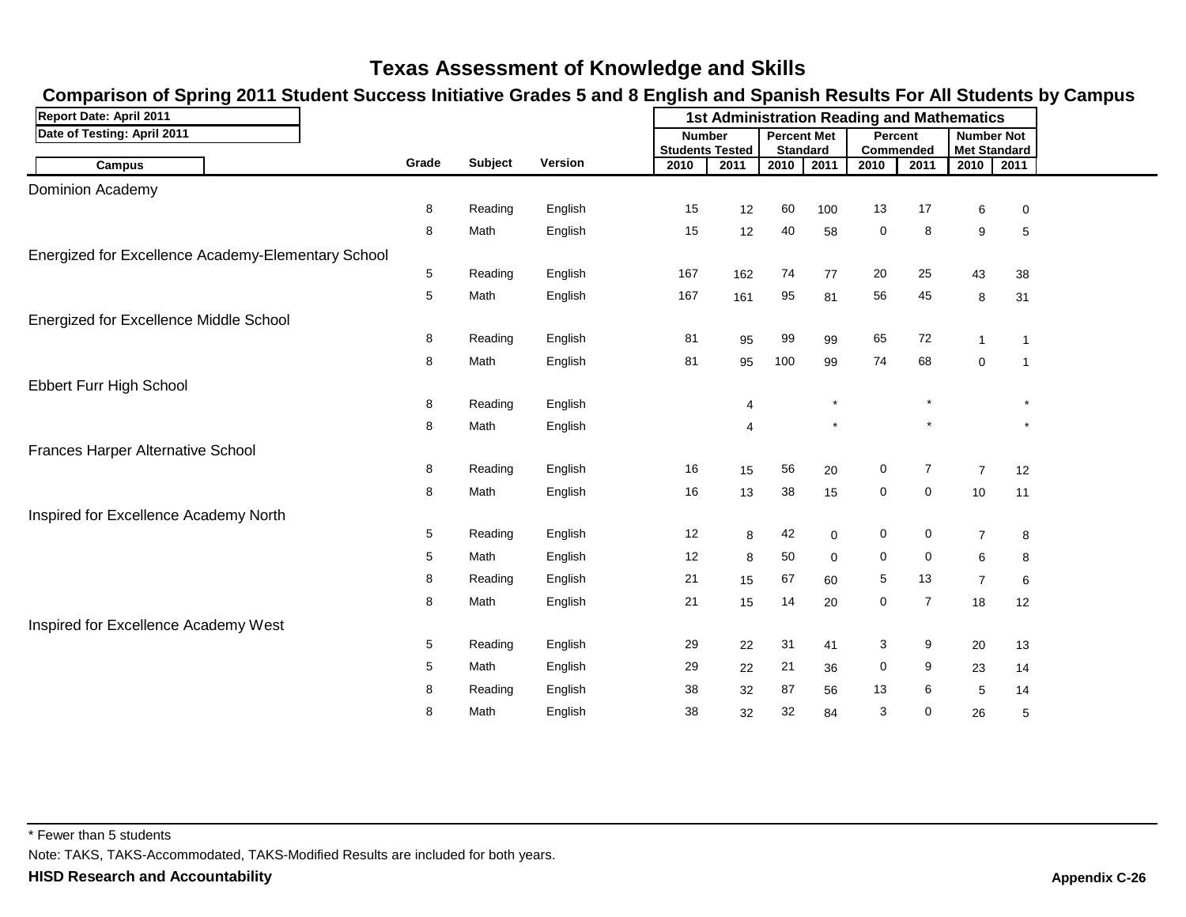# Texas Assessment of Knowledge and Skills

## Comparison of Spring 2011 Student Success Initiative Grades 5 and 8 English and Spanish Results For All Students by Campus

**Report Date: April 2011**
**Date of Testing: April 2011**

| Campus | Grade | Subject | Version | 1st Administration Reading and Mathematics | | | | | | | |
|---|---|---|---|---|---|---|---|---|---|---|---|
| | | | | Number Students Tested | | Percent Met Standard | | Percent Commended | | Number Not Met Standard | |
| | | | | 2010 | 2011 | 2010 | 2011 | 2010 | 2011 | 2010 | 2011 |
| Dominion Academy | | | | | | | | | | | |
| | 8 | Reading | English | 15 | 12 | 60 | 100 | 13 | 17 | 6 | 0 |
| | 8 | Math | English | 15 | 12 | 40 | 58 | 0 | 8 | 9 | 5 |
| Energized for Excellence Academy-Elementary School | | | | | | | | | | | |
| | 5 | Reading | English | 167 | 162 | 74 | 77 | 20 | 25 | 43 | 38 |
| | 5 | Math | English | 167 | 161 | 95 | 81 | 56 | 45 | 8 | 31 |
| Energized for Excellence Middle School | | | | | | | | | | | |
| | 8 | Reading | English | 81 | 95 | 99 | 99 | 65 | 72 | 1 | 1 |
| | 8 | Math | English | 81 | 95 | 100 | 99 | 74 | 68 | 0 | 1 |
| Ebbert Furr High School | | | | | | | | | | | |
| | 8 | Reading | English | | 4 | | * | | * | | * |
| | 8 | Math | English | | 4 | | * | | * | | * |
| Frances Harper Alternative School | | | | | | | | | | | |
| | 8 | Reading | English | 16 | 15 | 56 | 20 | 0 | 7 | 7 | 12 |
| | 8 | Math | English | 16 | 13 | 38 | 15 | 0 | 0 | 10 | 11 |
| Inspired for Excellence Academy North | | | | | | | | | | | |
| | 5 | Reading | English | 12 | 8 | 42 | 0 | 0 | 0 | 7 | 8 |
| | 5 | Math | English | 12 | 8 | 50 | 0 | 0 | 0 | 6 | 8 |
| | 8 | Reading | English | 21 | 15 | 67 | 60 | 5 | 13 | 7 | 6 |
| | 8 | Math | English | 21 | 15 | 14 | 20 | 0 | 7 | 18 | 12 |
| Inspired for Excellence Academy West | | | | | | | | | | | |
| | 5 | Reading | English | 29 | 22 | 31 | 41 | 3 | 9 | 20 | 13 |
| | 5 | Math | English | 29 | 22 | 21 | 36 | 0 | 9 | 23 | 14 |
| | 8 | Reading | English | 38 | 32 | 87 | 56 | 13 | 6 | 5 | 14 |
| | 8 | Math | English | 38 | 32 | 32 | 84 | 3 | 0 | 26 | 5 |

* Fewer than 5 students

Note: TAKS, TAKS-Accommodated, TAKS-Modified Results are included for both years.

**HISD Research and Accountability**

**Appendix C-26**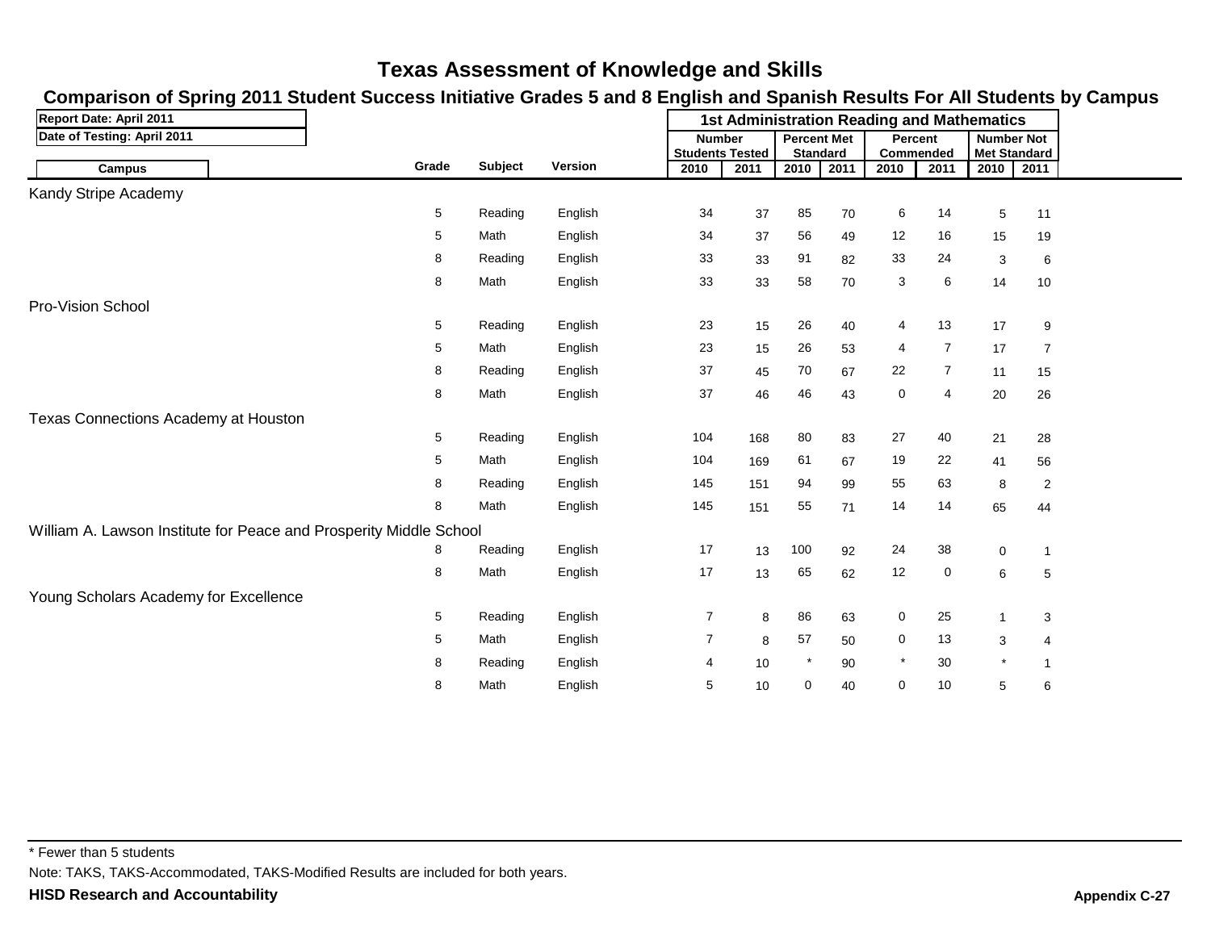# Texas Assessment of Knowledge and Skills

## Comparison of Spring 2011 Student Success Initiative Grades 5 and 8 English and Spanish Results For All Students by Campus

Report Date: April 2011

Date of Testing: April 2011

1st Administration Reading and Mathematics

| Campus | Grade | Subject | Version | Number Students Tested | | Percent Met Standard | | Percent Commended | | Number Not Met Standard | |
|---|---|---|---|---|---|---|---|---|---|---|---|
| | | | | 2010 | 2011 | 2010 | 2011 | 2010 | 2011 | 2010 | 2011 |
| **Kandy Stripe Academy** | | | | | | | | | | | |
| | 5 | Reading | English | 34 | 37 | 85 | 70 | 6 | 14 | 5 | 11 |
| | 5 | Math | English | 34 | 37 | 56 | 49 | 12 | 16 | 15 | 19 |
| | 8 | Reading | English | 33 | 33 | 91 | 82 | 33 | 24 | 3 | 6 |
| | 8 | Math | English | 33 | 33 | 58 | 70 | 3 | 6 | 14 | 10 |
| **Pro-Vision School** | | | | | | | | | | | |
| | 5 | Reading | English | 23 | 15 | 26 | 40 | 4 | 13 | 17 | 9 |
| | 5 | Math | English | 23 | 15 | 26 | 53 | 4 | 7 | 17 | 7 |
| | 8 | Reading | English | 37 | 45 | 70 | 67 | 22 | 7 | 11 | 15 |
| | 8 | Math | English | 37 | 46 | 46 | 43 | 0 | 4 | 20 | 26 |
| **Texas Connections Academy at Houston** | | | | | | | | | | | |
| | 5 | Reading | English | 104 | 168 | 80 | 83 | 27 | 40 | 21 | 28 |
| | 5 | Math | English | 104 | 169 | 61 | 67 | 19 | 22 | 41 | 56 |
| | 8 | Reading | English | 145 | 151 | 94 | 99 | 55 | 63 | 8 | 2 |
| | 8 | Math | English | 145 | 151 | 55 | 71 | 14 | 14 | 65 | 44 |
| **William A. Lawson Institute for Peace and Prosperity Middle School** | | | | | | | | | | | |
| | 8 | Reading | English | 17 | 13 | 100 | 92 | 24 | 38 | 0 | 1 |
| | 8 | Math | English | 17 | 13 | 65 | 62 | 12 | 0 | 6 | 5 |
| **Young Scholars Academy for Excellence** | | | | | | | | | | | |
| | 5 | Reading | English | 7 | 8 | 86 | 63 | 0 | 25 | 1 | 3 |
| | 5 | Math | English | 7 | 8 | 57 | 50 | 0 | 13 | 3 | 4 |
| | 8 | Reading | English | 4 | 10 | * | 90 | * | 30 | * | 1 |
| | 8 | Math | English | 5 | 10 | 0 | 40 | 0 | 10 | 5 | 6 |

* Fewer than 5 students

Note: TAKS, TAKS-Accommodated, TAKS-Modified Results are included for both years.

**HISD Research and Accountability**

**Appendix C-27**